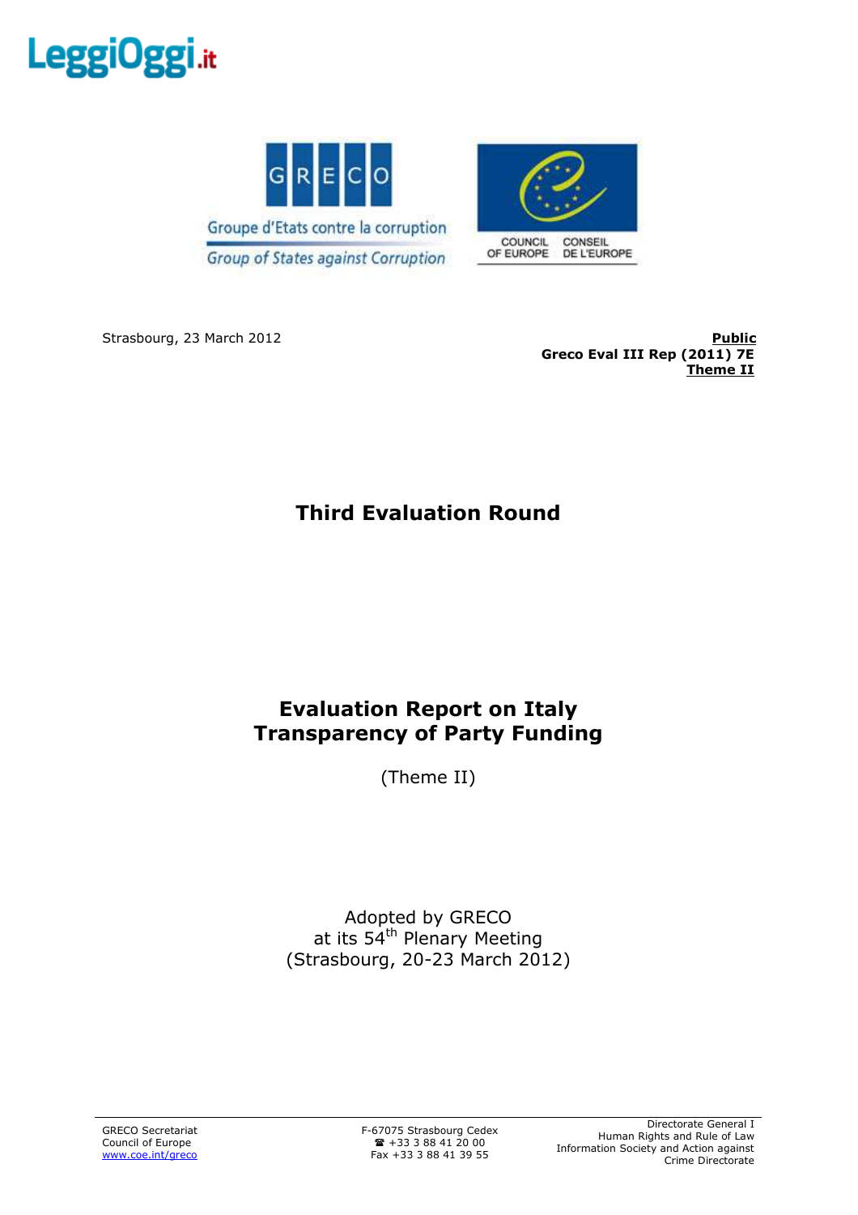Groupe d'Etats contre la corruption

Group of States against Corruption

COUNCIL OF EUROPE

CONSEIL DE L'EUROPE

Strasbourg, 23 March 2012

**Public**
**Greco Eval III Rep (2011) 7E**
**Theme II**

# Third Evaluation Round

# Evaluation Report on Italy
# Transparency of Party Funding

(Theme II)

Adopted by GRECO
at its 54th Plenary Meeting
(Strasbourg, 20-23 March 2012)

GRECO Secretariat
Council of Europe
www.coe.int/greco

F-67075 Strasbourg Cedex
☎ +33 3 88 41 20 00
Fax +33 3 88 41 39 55

Directorate General I
Human Rights and Rule of Law
Information Society and Action against
Crime Directorate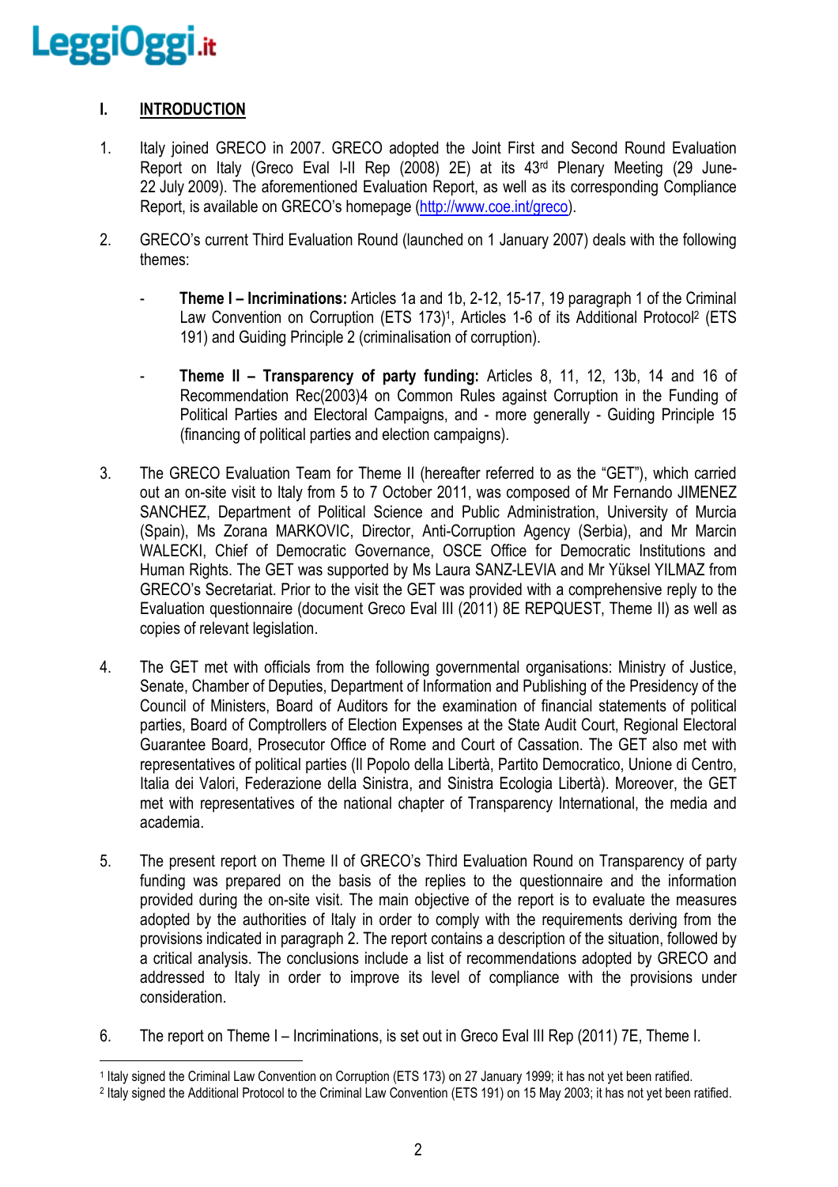## I. INTRODUCTION

1. Italy joined GRECO in 2007. GRECO adopted the Joint First and Second Round Evaluation Report on Italy (Greco Eval I-II Rep (2008) 2E) at its 43rd Plenary Meeting (29 June-22 July 2009). The aforementioned Evaluation Report, as well as its corresponding Compliance Report, is available on GRECO's homepage (http://www.coe.int/greco).

2. GRECO's current Third Evaluation Round (launched on 1 January 2007) deals with the following themes:

   - **Theme I – Incriminations:** Articles 1a and 1b, 2-12, 15-17, 19 paragraph 1 of the Criminal Law Convention on Corruption (ETS 173)[1], Articles 1-6 of its Additional Protocol[2] (ETS 191) and Guiding Principle 2 (criminalisation of corruption).

   - **Theme II – Transparency of party funding:** Articles 8, 11, 12, 13b, 14 and 16 of Recommendation Rec(2003)4 on Common Rules against Corruption in the Funding of Political Parties and Electoral Campaigns, and - more generally - Guiding Principle 15 (financing of political parties and election campaigns).

3. The GRECO Evaluation Team for Theme II (hereafter referred to as the "GET"), which carried out an on-site visit to Italy from 5 to 7 October 2011, was composed of Mr Fernando JIMENEZ SANCHEZ, Department of Political Science and Public Administration, University of Murcia (Spain), Ms Zorana MARKOVIC, Director, Anti-Corruption Agency (Serbia), and Mr Marcin WALECKI, Chief of Democratic Governance, OSCE Office for Democratic Institutions and Human Rights. The GET was supported by Ms Laura SANZ-LEVIA and Mr Yüksel YILMAZ from GRECO's Secretariat. Prior to the visit the GET was provided with a comprehensive reply to the Evaluation questionnaire (document Greco Eval III (2011) 8E REPQUEST, Theme II) as well as copies of relevant legislation.

4. The GET met with officials from the following governmental organisations: Ministry of Justice, Senate, Chamber of Deputies, Department of Information and Publishing of the Presidency of the Council of Ministers, Board of Auditors for the examination of financial statements of political parties, Board of Comptrollers of Election Expenses at the State Audit Court, Regional Electoral Guarantee Board, Prosecutor Office of Rome and Court of Cassation. The GET also met with representatives of political parties (Il Popolo della Libertà, Partito Democratico, Unione di Centro, Italia dei Valori, Federazione della Sinistra, and Sinistra Ecologia Libertà). Moreover, the GET met with representatives of the national chapter of Transparency International, the media and academia.

5. The present report on Theme II of GRECO's Third Evaluation Round on Transparency of party funding was prepared on the basis of the replies to the questionnaire and the information provided during the on-site visit. The main objective of the report is to evaluate the measures adopted by the authorities of Italy in order to comply with the requirements deriving from the provisions indicated in paragraph 2. The report contains a description of the situation, followed by a critical analysis. The conclusions include a list of recommendations adopted by GRECO and addressed to Italy in order to improve its level of compliance with the provisions under consideration.

6. The report on Theme I – Incriminations, is set out in Greco Eval III Rep (2011) 7E, Theme I.

---

[1] Italy signed the Criminal Law Convention on Corruption (ETS 173) on 27 January 1999; it has not yet been ratified.

[2] Italy signed the Additional Protocol to the Criminal Law Convention (ETS 191) on 15 May 2003; it has not yet been ratified.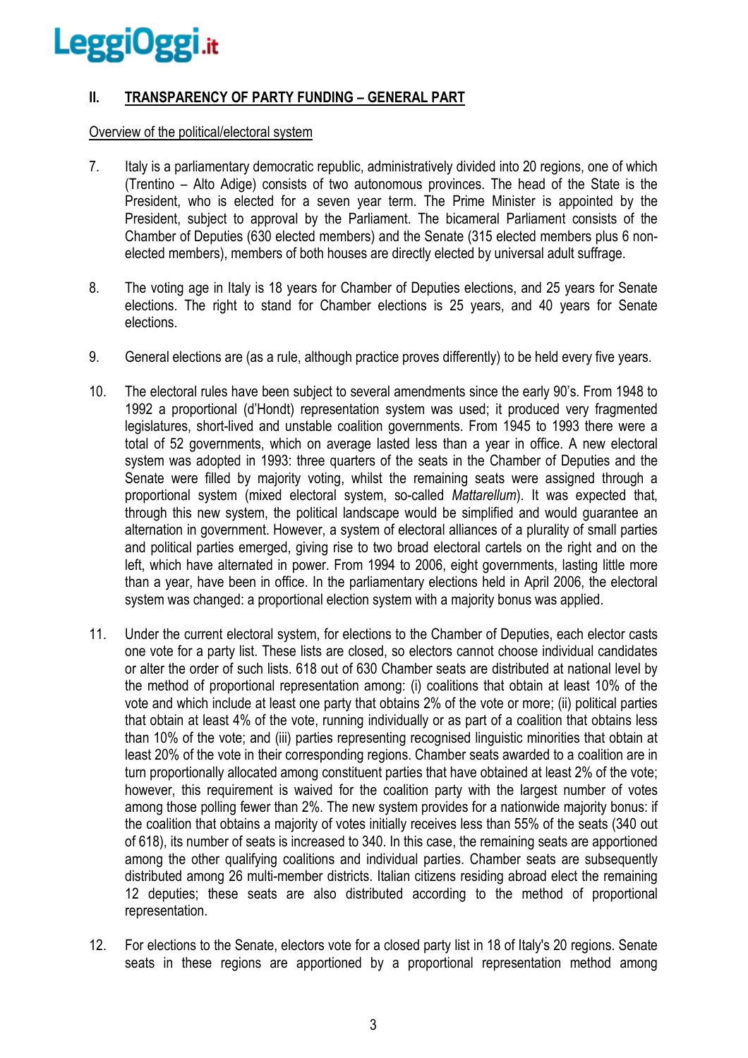## II. TRANSPARENCY OF PARTY FUNDING – GENERAL PART

Overview of the political/electoral system

7. Italy is a parliamentary democratic republic, administratively divided into 20 regions, one of which (Trentino – Alto Adige) consists of two autonomous provinces. The head of the State is the President, who is elected for a seven year term. The Prime Minister is appointed by the President, subject to approval by the Parliament. The bicameral Parliament consists of the Chamber of Deputies (630 elected members) and the Senate (315 elected members plus 6 non-elected members), members of both houses are directly elected by universal adult suffrage.

8. The voting age in Italy is 18 years for Chamber of Deputies elections, and 25 years for Senate elections. The right to stand for Chamber elections is 25 years, and 40 years for Senate elections.

9. General elections are (as a rule, although practice proves differently) to be held every five years.

10. The electoral rules have been subject to several amendments since the early 90's. From 1948 to 1992 a proportional (d'Hondt) representation system was used; it produced very fragmented legislatures, short-lived and unstable coalition governments. From 1945 to 1993 there were a total of 52 governments, which on average lasted less than a year in office. A new electoral system was adopted in 1993: three quarters of the seats in the Chamber of Deputies and the Senate were filled by majority voting, whilst the remaining seats were assigned through a proportional system (mixed electoral system, so-called *Mattarellum*). It was expected that, through this new system, the political landscape would be simplified and would guarantee an alternation in government. However, a system of electoral alliances of a plurality of small parties and political parties emerged, giving rise to two broad electoral cartels on the right and on the left, which have alternated in power. From 1994 to 2006, eight governments, lasting little more than a year, have been in office. In the parliamentary elections held in April 2006, the electoral system was changed: a proportional election system with a majority bonus was applied.

11. Under the current electoral system, for elections to the Chamber of Deputies, each elector casts one vote for a party list. These lists are closed, so electors cannot choose individual candidates or alter the order of such lists. 618 out of 630 Chamber seats are distributed at national level by the method of proportional representation among: (i) coalitions that obtain at least 10% of the vote and which include at least one party that obtains 2% of the vote or more; (ii) political parties that obtain at least 4% of the vote, running individually or as part of a coalition that obtains less than 10% of the vote; and (iii) parties representing recognised linguistic minorities that obtain at least 20% of the vote in their corresponding regions. Chamber seats awarded to a coalition are in turn proportionally allocated among constituent parties that have obtained at least 2% of the vote; however, this requirement is waived for the coalition party with the largest number of votes among those polling fewer than 2%. The new system provides for a nationwide majority bonus: if the coalition that obtains a majority of votes initially receives less than 55% of the seats (340 out of 618), its number of seats is increased to 340. In this case, the remaining seats are apportioned among the other qualifying coalitions and individual parties. Chamber seats are subsequently distributed among 26 multi-member districts. Italian citizens residing abroad elect the remaining 12 deputies; these seats are also distributed according to the method of proportional representation.

12. For elections to the Senate, electors vote for a closed party list in 18 of Italy's 20 regions. Senate seats in these regions are apportioned by a proportional representation method among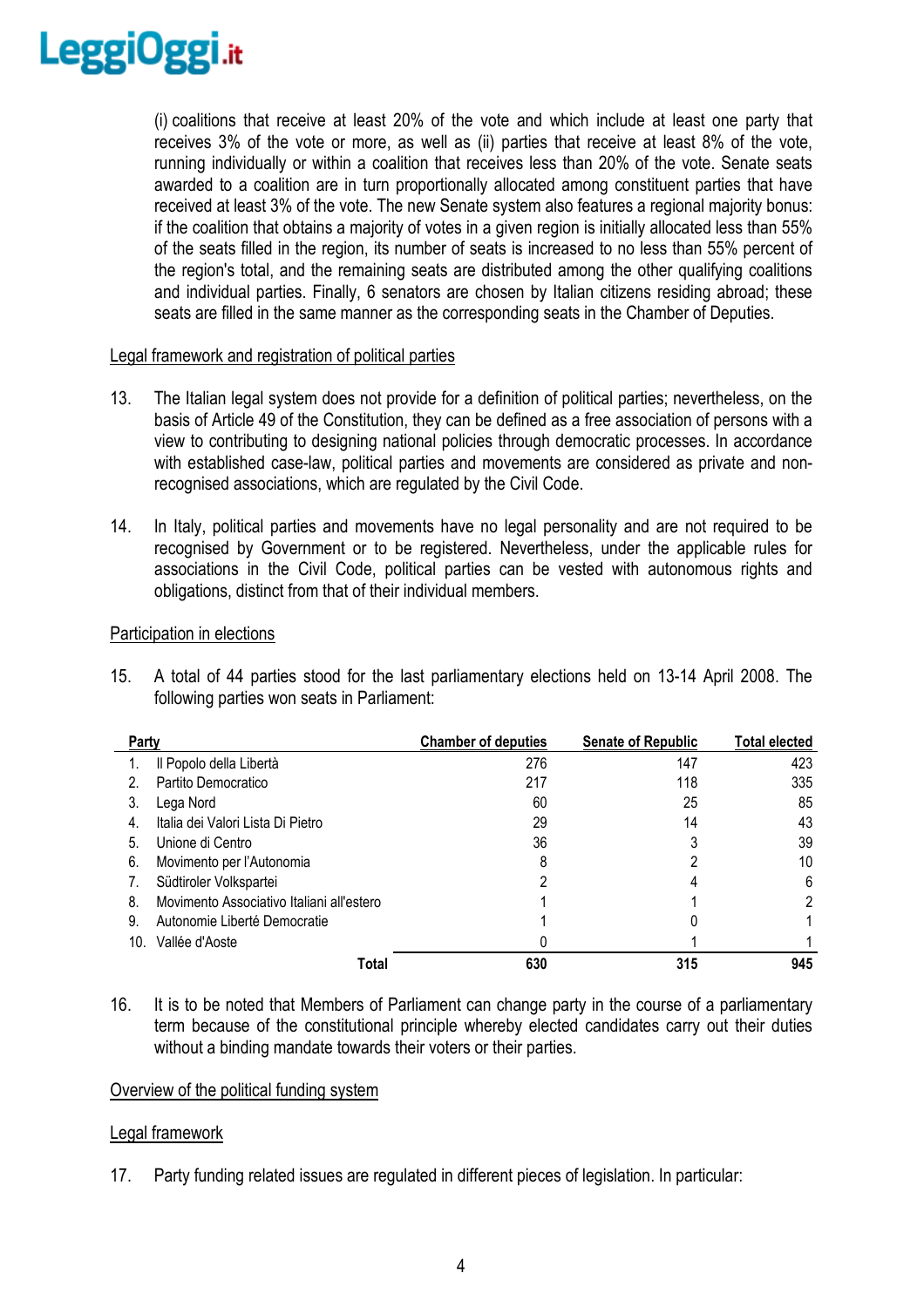(i) coalitions that receive at least 20% of the vote and which include at least one party that receives 3% of the vote or more, as well as (ii) parties that receive at least 8% of the vote, running individually or within a coalition that receives less than 20% of the vote. Senate seats awarded to a coalition are in turn proportionally allocated among constituent parties that have received at least 3% of the vote. The new Senate system also features a regional majority bonus: if the coalition that obtains a majority of votes in a given region is initially allocated less than 55% of the seats filled in the region, its number of seats is increased to no less than 55% percent of the region's total, and the remaining seats are distributed among the other qualifying coalitions and individual parties. Finally, 6 senators are chosen by Italian citizens residing abroad; these seats are filled in the same manner as the corresponding seats in the Chamber of Deputies.

Legal framework and registration of political parties

13. The Italian legal system does not provide for a definition of political parties; nevertheless, on the basis of Article 49 of the Constitution, they can be defined as a free association of persons with a view to contributing to designing national policies through democratic processes. In accordance with established case-law, political parties and movements are considered as private and non-recognised associations, which are regulated by the Civil Code.

14. In Italy, political parties and movements have no legal personality and are not required to be recognised by Government or to be registered. Nevertheless, under the applicable rules for associations in the Civil Code, political parties can be vested with autonomous rights and obligations, distinct from that of their individual members.

Participation in elections

15. A total of 44 parties stood for the last parliamentary elections held on 13-14 April 2008. The following parties won seats in Parliament:

| Party | Chamber of deputies | Senate of Republic | Total elected |
|---|---|---|---|
| 1. Il Popolo della Libertà | 276 | 147 | 423 |
| 2. Partito Democratico | 217 | 118 | 335 |
| 3. Lega Nord | 60 | 25 | 85 |
| 4. Italia dei Valori Lista Di Pietro | 29 | 14 | 43 |
| 5. Unione di Centro | 36 | 3 | 39 |
| 6. Movimento per l'Autonomia | 8 | 2 | 10 |
| 7. Südtiroler Volkspartei | 2 | 4 | 6 |
| 8. Movimento Associativo Italiani all'estero | 1 | 1 | 2 |
| 9. Autonomie Liberté Democratie | 1 | 0 | 1 |
| 10. Vallée d'Aoste | 0 | 1 | 1 |
| **Total** | **630** | **315** | **945** |

16. It is to be noted that Members of Parliament can change party in the course of a parliamentary term because of the constitutional principle whereby elected candidates carry out their duties without a binding mandate towards their voters or their parties.

Overview of the political funding system

Legal framework

17. Party funding related issues are regulated in different pieces of legislation. In particular: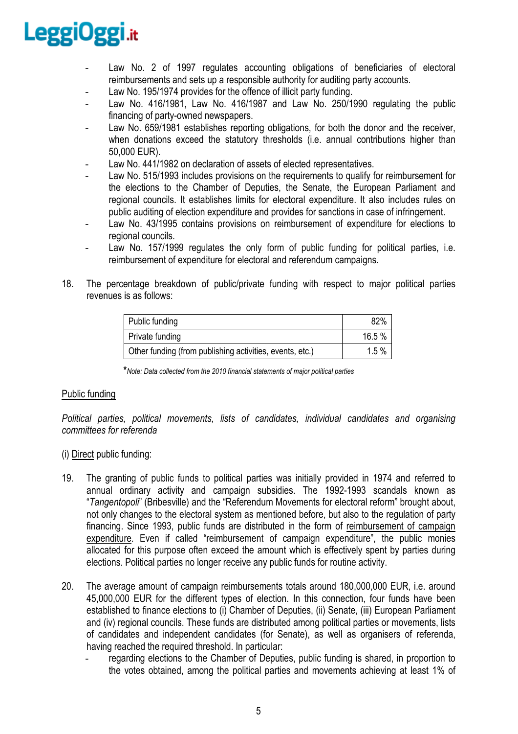- Law No. 2 of 1997 regulates accounting obligations of beneficiaries of electoral reimbursements and sets up a responsible authority for auditing party accounts.
- Law No. 195/1974 provides for the offence of illicit party funding.
- Law No. 416/1981, Law No. 416/1987 and Law No. 250/1990 regulating the public financing of party-owned newspapers.
- Law No. 659/1981 establishes reporting obligations, for both the donor and the receiver, when donations exceed the statutory thresholds (i.e. annual contributions higher than 50,000 EUR).
- Law No. 441/1982 on declaration of assets of elected representatives.
- Law No. 515/1993 includes provisions on the requirements to qualify for reimbursement for the elections to the Chamber of Deputies, the Senate, the European Parliament and regional councils. It establishes limits for electoral expenditure. It also includes rules on public auditing of election expenditure and provides for sanctions in case of infringement.
- Law No. 43/1995 contains provisions on reimbursement of expenditure for elections to regional councils.
- Law No. 157/1999 regulates the only form of public funding for political parties, i.e. reimbursement of expenditure for electoral and referendum campaigns.

18. The percentage breakdown of public/private funding with respect to major political parties revenues is as follows:

| | |
|---|---|
| Public funding | 82% |
| Private funding | 16.5 % |
| Other funding (from publishing activities, events, etc.) | 1.5 % |

*\*Note: Data collected from the 2010 financial statements of major political parties*

<u>Public funding</u>

*Political parties, political movements, lists of candidates, individual candidates and organising committees for referenda*

(i) <u>Direct</u> public funding:

19. The granting of public funds to political parties was initially provided in 1974 and referred to annual ordinary activity and campaign subsidies. The 1992-1993 scandals known as "*Tangentopoli*" (Bribesville) and the "Referendum Movements for electoral reform" brought about, not only changes to the electoral system as mentioned before, but also to the regulation of party financing. Since 1993, public funds are distributed in the form of <u>reimbursement of campaign expenditure</u>. Even if called "reimbursement of campaign expenditure", the public monies allocated for this purpose often exceed the amount which is effectively spent by parties during elections. Political parties no longer receive any public funds for routine activity.

20. The average amount of campaign reimbursements totals around 180,000,000 EUR, i.e. around 45,000,000 EUR for the different types of election. In this connection, four funds have been established to finance elections to (i) Chamber of Deputies, (ii) Senate, (iii) European Parliament and (iv) regional councils. These funds are distributed among political parties or movements, lists of candidates and independent candidates (for Senate), as well as organisers of referenda, having reached the required threshold. In particular:
    - regarding elections to the Chamber of Deputies, public funding is shared, in proportion to the votes obtained, among the political parties and movements achieving at least 1% of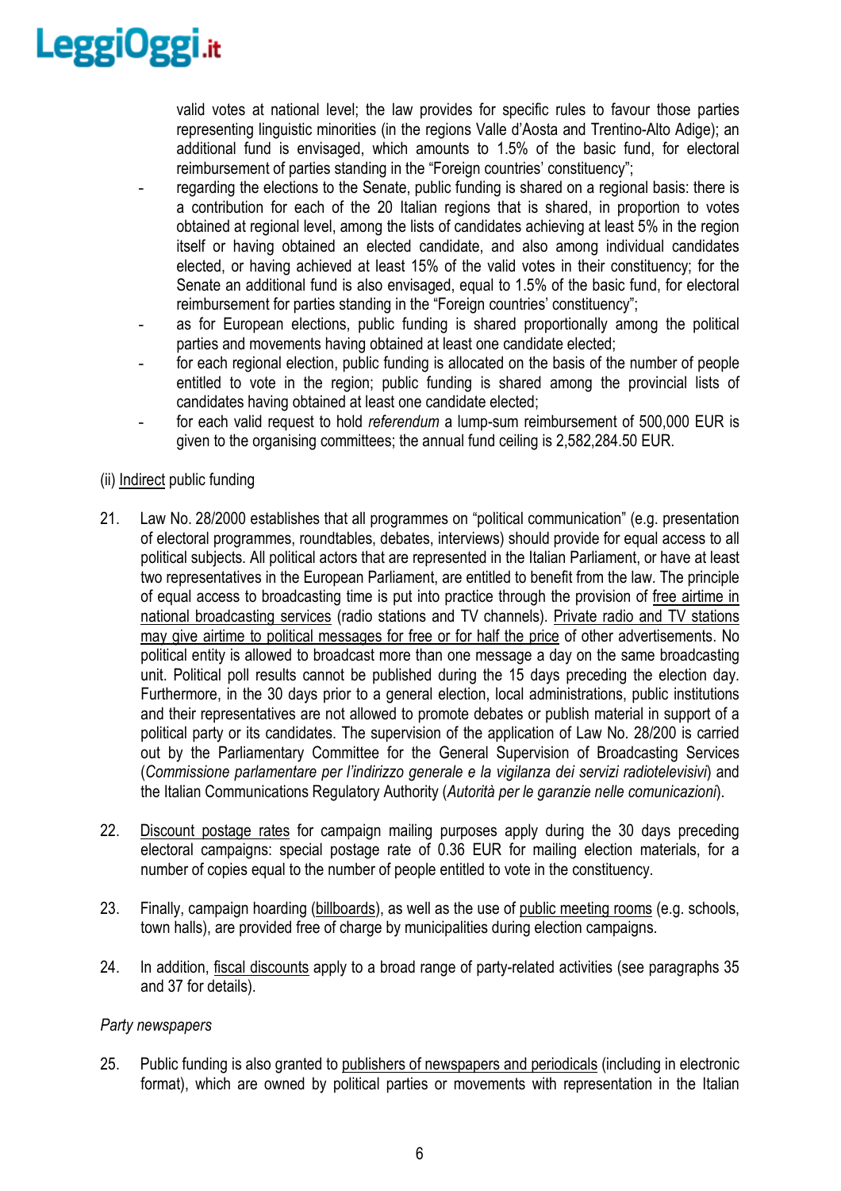valid votes at national level; the law provides for specific rules to favour those parties representing linguistic minorities (in the regions Valle d'Aosta and Trentino-Alto Adige); an additional fund is envisaged, which amounts to 1.5% of the basic fund, for electoral reimbursement of parties standing in the "Foreign countries' constituency";

- regarding the elections to the Senate, public funding is shared on a regional basis: there is a contribution for each of the 20 Italian regions that is shared, in proportion to votes obtained at regional level, among the lists of candidates achieving at least 5% in the region itself or having obtained an elected candidate, and also among individual candidates elected, or having achieved at least 15% of the valid votes in their constituency; for the Senate an additional fund is also envisaged, equal to 1.5% of the basic fund, for electoral reimbursement for parties standing in the "Foreign countries' constituency";
- as for European elections, public funding is shared proportionally among the political parties and movements having obtained at least one candidate elected;
- for each regional election, public funding is allocated on the basis of the number of people entitled to vote in the region; public funding is shared among the provincial lists of candidates having obtained at least one candidate elected;
- for each valid request to hold *referendum* a lump-sum reimbursement of 500,000 EUR is given to the organising committees; the annual fund ceiling is 2,582,284.50 EUR.

(ii) Indirect public funding

21. Law No. 28/2000 establishes that all programmes on "political communication" (e.g. presentation of electoral programmes, roundtables, debates, interviews) should provide for equal access to all political subjects. All political actors that are represented in the Italian Parliament, or have at least two representatives in the European Parliament, are entitled to benefit from the law. The principle of equal access to broadcasting time is put into practice through the provision of free airtime in national broadcasting services (radio stations and TV channels). Private radio and TV stations may give airtime to political messages for free or for half the price of other advertisements. No political entity is allowed to broadcast more than one message a day on the same broadcasting unit. Political poll results cannot be published during the 15 days preceding the election day. Furthermore, in the 30 days prior to a general election, local administrations, public institutions and their representatives are not allowed to promote debates or publish material in support of a political party or its candidates. The supervision of the application of Law No. 28/200 is carried out by the Parliamentary Committee for the General Supervision of Broadcasting Services (*Commissione parlamentare per l'indirizzo generale e la vigilanza dei servizi radiotelevisivi*) and the Italian Communications Regulatory Authority (*Autorità per le garanzie nelle comunicazioni*).

22. Discount postage rates for campaign mailing purposes apply during the 30 days preceding electoral campaigns: special postage rate of 0.36 EUR for mailing election materials, for a number of copies equal to the number of people entitled to vote in the constituency.

23. Finally, campaign hoarding (billboards), as well as the use of public meeting rooms (e.g. schools, town halls), are provided free of charge by municipalities during election campaigns.

24. In addition, fiscal discounts apply to a broad range of party-related activities (see paragraphs 35 and 37 for details).

*Party newspapers*

25. Public funding is also granted to publishers of newspapers and periodicals (including in electronic format), which are owned by political parties or movements with representation in the Italian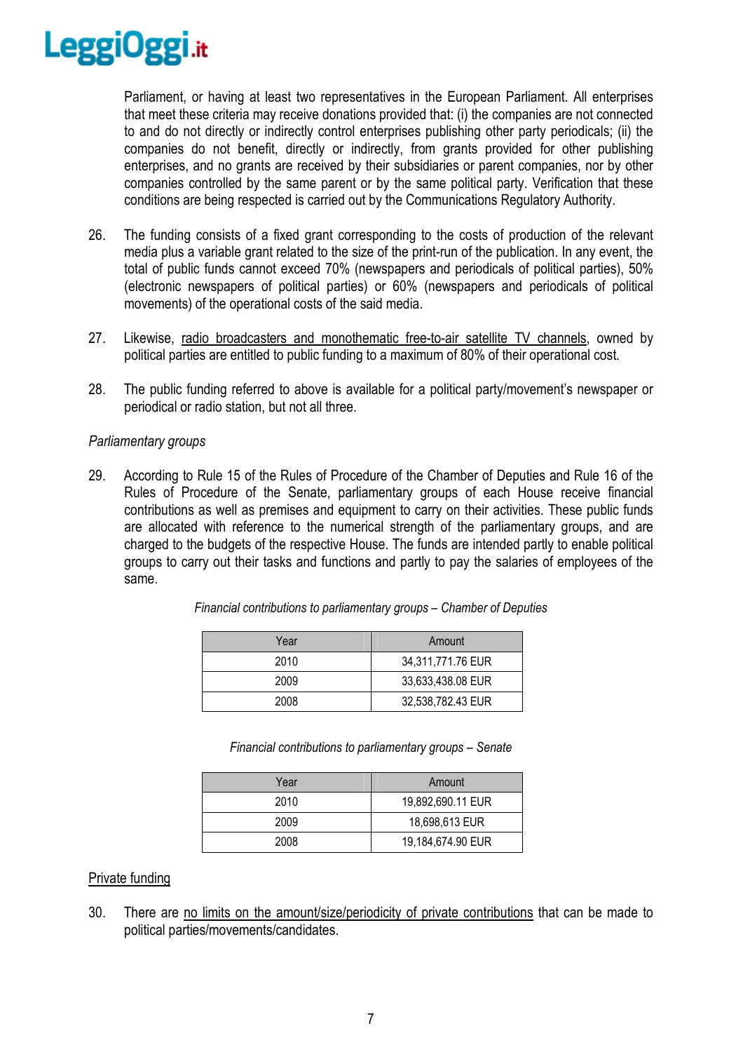Parliament, or having at least two representatives in the European Parliament. All enterprises that meet these criteria may receive donations provided that: (i) the companies are not connected to and do not directly or indirectly control enterprises publishing other party periodicals; (ii) the companies do not benefit, directly or indirectly, from grants provided for other publishing enterprises, and no grants are received by their subsidiaries or parent companies, nor by other companies controlled by the same parent or by the same political party. Verification that these conditions are being respected is carried out by the Communications Regulatory Authority.

26. The funding consists of a fixed grant corresponding to the costs of production of the relevant media plus a variable grant related to the size of the print-run of the publication. In any event, the total of public funds cannot exceed 70% (newspapers and periodicals of political parties), 50% (electronic newspapers of political parties) or 60% (newspapers and periodicals of political movements) of the operational costs of the said media.

27. Likewise, radio broadcasters and monothematic free-to-air satellite TV channels, owned by political parties are entitled to public funding to a maximum of 80% of their operational cost.

28. The public funding referred to above is available for a political party/movement's newspaper or periodical or radio station, but not all three.

*Parliamentary groups*

29. According to Rule 15 of the Rules of Procedure of the Chamber of Deputies and Rule 16 of the Rules of Procedure of the Senate, parliamentary groups of each House receive financial contributions as well as premises and equipment to carry on their activities. These public funds are allocated with reference to the numerical strength of the parliamentary groups, and are charged to the budgets of the respective House. The funds are intended partly to enable political groups to carry out their tasks and functions and partly to pay the salaries of employees of the same.

*Financial contributions to parliamentary groups – Chamber of Deputies*

| Year | Amount |
|---|---|
| 2010 | 34,311,771.76 EUR |
| 2009 | 33,633,438.08 EUR |
| 2008 | 32,538,782.43 EUR |

*Financial contributions to parliamentary groups – Senate*

| Year | Amount |
|---|---|
| 2010 | 19,892,690.11 EUR |
| 2009 | 18,698,613 EUR |
| 2008 | 19,184,674.90 EUR |

Private funding

30. There are no limits on the amount/size/periodicity of private contributions that can be made to political parties/movements/candidates.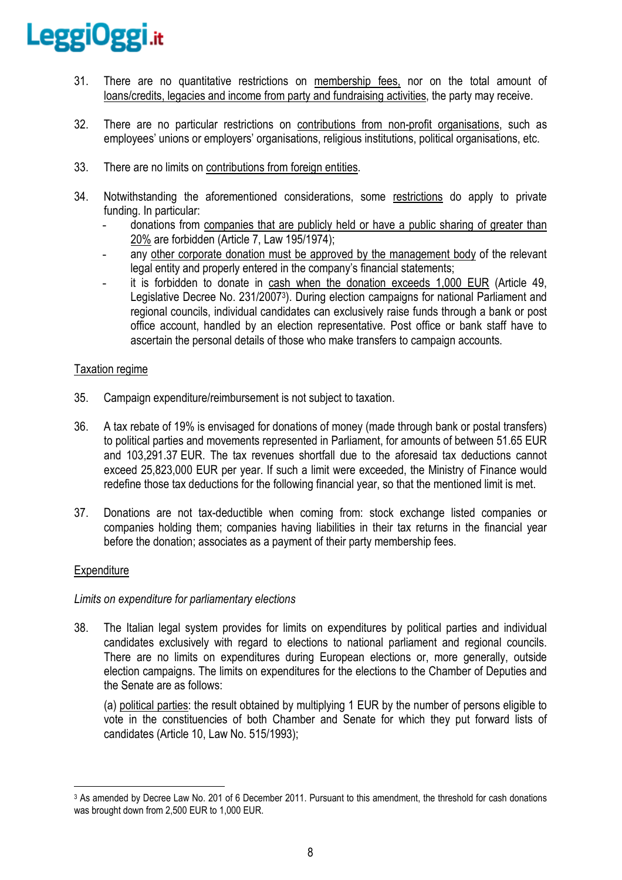31. There are no quantitative restrictions on membership fees, nor on the total amount of loans/credits, legacies and income from party and fundraising activities, the party may receive.

32. There are no particular restrictions on contributions from non-profit organisations, such as employees' unions or employers' organisations, religious institutions, political organisations, etc.

33. There are no limits on contributions from foreign entities.

34. Notwithstanding the aforementioned considerations, some restrictions do apply to private funding. In particular:
    - donations from companies that are publicly held or have a public sharing of greater than 20% are forbidden (Article 7, Law 195/1974);
    - any other corporate donation must be approved by the management body of the relevant legal entity and properly entered in the company's financial statements;
    - it is forbidden to donate in cash when the donation exceeds 1,000 EUR (Article 49, Legislative Decree No. 231/2007[3]). During election campaigns for national Parliament and regional councils, individual candidates can exclusively raise funds through a bank or post office account, handled by an election representative. Post office or bank staff have to ascertain the personal details of those who make transfers to campaign accounts.

## Taxation regime

35. Campaign expenditure/reimbursement is not subject to taxation.

36. A tax rebate of 19% is envisaged for donations of money (made through bank or postal transfers) to political parties and movements represented in Parliament, for amounts of between 51.65 EUR and 103,291.37 EUR. The tax revenues shortfall due to the aforesaid tax deductions cannot exceed 25,823,000 EUR per year. If such a limit were exceeded, the Ministry of Finance would redefine those tax deductions for the following financial year, so that the mentioned limit is met.

37. Donations are not tax-deductible when coming from: stock exchange listed companies or companies holding them; companies having liabilities in their tax returns in the financial year before the donation; associates as a payment of their party membership fees.

## Expenditure

*Limits on expenditure for parliamentary elections*

38. The Italian legal system provides for limits on expenditures by political parties and individual candidates exclusively with regard to elections to national parliament and regional councils. There are no limits on expenditures during European elections or, more generally, outside election campaigns. The limits on expenditures for the elections to the Chamber of Deputies and the Senate are as follows:

    (a) political parties: the result obtained by multiplying 1 EUR by the number of persons eligible to vote in the constituencies of both Chamber and Senate for which they put forward lists of candidates (Article 10, Law No. 515/1993);

---

[3] As amended by Decree Law No. 201 of 6 December 2011. Pursuant to this amendment, the threshold for cash donations was brought down from 2,500 EUR to 1,000 EUR.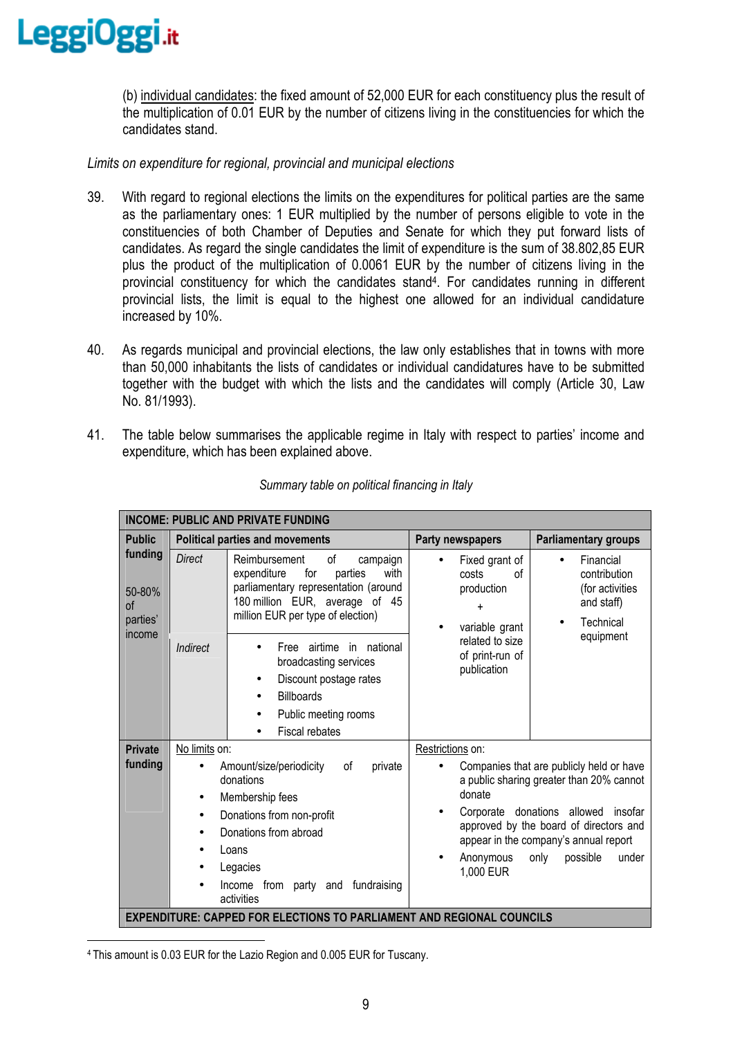(b) individual candidates: the fixed amount of 52,000 EUR for each constituency plus the result of the multiplication of 0.01 EUR by the number of citizens living in the constituencies for which the candidates stand.

*Limits on expenditure for regional, provincial and municipal elections*

39. With regard to regional elections the limits on the expenditures for political parties are the same as the parliamentary ones: 1 EUR multiplied by the number of persons eligible to vote in the constituencies of both Chamber of Deputies and Senate for which they put forward lists of candidates. As regard the single candidates the limit of expenditure is the sum of 38.802,85 EUR plus the product of the multiplication of 0.0061 EUR by the number of citizens living in the provincial constituency for which the candidates stand[4]. For candidates running in different provincial lists, the limit is equal to the highest one allowed for an individual candidature increased by 10%.

40. As regards municipal and provincial elections, the law only establishes that in towns with more than 50,000 inhabitants the lists of candidates or individual candidatures have to be submitted together with the budget with which the lists and the candidates will comply (Article 30, Law No. 81/1993).

41. The table below summarises the applicable regime in Italy with respect to parties' income and expenditure, which has been explained above.

*Summary table on political financing in Italy*

| **INCOME: PUBLIC AND PRIVATE FUNDING** | | | | |
|---|---|---|---|---|
| **Public funding** 50-80% of parties' income | **Political parties and movements** | | **Party newspapers** | **Parliamentary groups** |
| | *Direct* | Reimbursement of campaign expenditure for parties with parliamentary representation (around 180 million EUR, average of 45 million EUR per type of election) | • Fixed grant of costs of production + • variable grant related to size of print-run of publication | • Financial contribution (for activities and staff) • Technical equipment |
| | *Indirect* | • Free airtime in national broadcasting services • Discount postage rates • Billboards • Public meeting rooms • Fiscal rebates | | |
| **Private funding** | No limits on: • Amount/size/periodicity of private donations • Membership fees • Donations from non-profit • Donations from abroad • Loans • Legacies • Income from party and fundraising activities | | Restrictions on: • Companies that are publicly held or have a public sharing greater than 20% cannot donate • Corporate donations allowed insofar approved by the board of directors and appear in the company's annual report • Anonymous only possible under 1,000 EUR | |
| **EXPENDITURE: CAPPED FOR ELECTIONS TO PARLIAMENT AND REGIONAL COUNCILS** | | | | |

[4] This amount is 0.03 EUR for the Lazio Region and 0.005 EUR for Tuscany.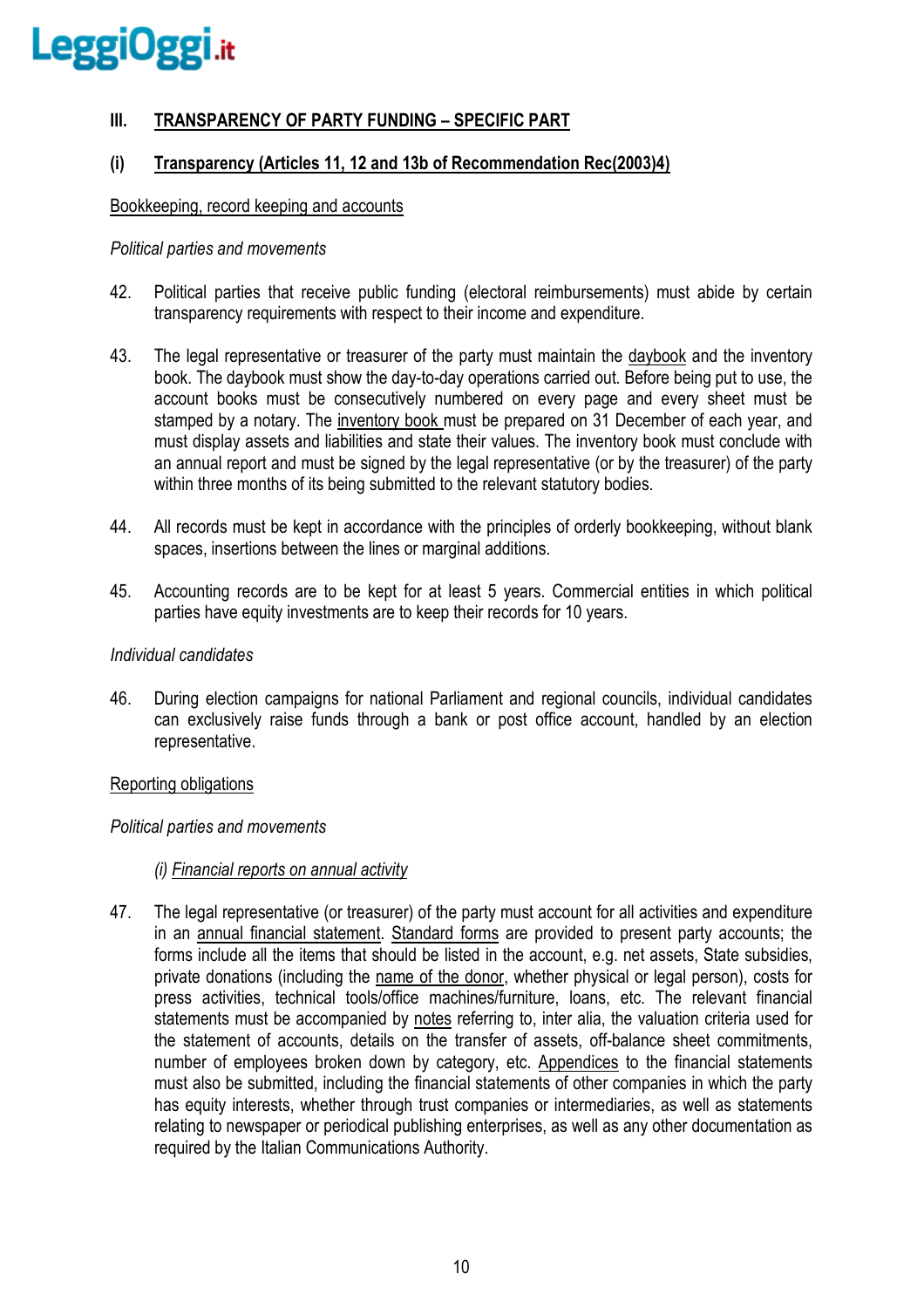## III. TRANSPARENCY OF PARTY FUNDING – SPECIFIC PART

### (i) Transparency (Articles 11, 12 and 13b of Recommendation Rec(2003)4)

Bookkeeping, record keeping and accounts

*Political parties and movements*

42. Political parties that receive public funding (electoral reimbursements) must abide by certain transparency requirements with respect to their income and expenditure.

43. The legal representative or treasurer of the party must maintain the daybook and the inventory book. The daybook must show the day-to-day operations carried out. Before being put to use, the account books must be consecutively numbered on every page and every sheet must be stamped by a notary. The inventory book must be prepared on 31 December of each year, and must display assets and liabilities and state their values. The inventory book must conclude with an annual report and must be signed by the legal representative (or by the treasurer) of the party within three months of its being submitted to the relevant statutory bodies.

44. All records must be kept in accordance with the principles of orderly bookkeeping, without blank spaces, insertions between the lines or marginal additions.

45. Accounting records are to be kept for at least 5 years. Commercial entities in which political parties have equity investments are to keep their records for 10 years.

*Individual candidates*

46. During election campaigns for national Parliament and regional councils, individual candidates can exclusively raise funds through a bank or post office account, handled by an election representative.

Reporting obligations

*Political parties and movements*

*(i) Financial reports on annual activity*

47. The legal representative (or treasurer) of the party must account for all activities and expenditure in an annual financial statement. Standard forms are provided to present party accounts; the forms include all the items that should be listed in the account, e.g. net assets, State subsidies, private donations (including the name of the donor, whether physical or legal person), costs for press activities, technical tools/office machines/furniture, loans, etc. The relevant financial statements must be accompanied by notes referring to, inter alia, the valuation criteria used for the statement of accounts, details on the transfer of assets, off-balance sheet commitments, number of employees broken down by category, etc. Appendices to the financial statements must also be submitted, including the financial statements of other companies in which the party has equity interests, whether through trust companies or intermediaries, as well as statements relating to newspaper or periodical publishing enterprises, as well as any other documentation as required by the Italian Communications Authority.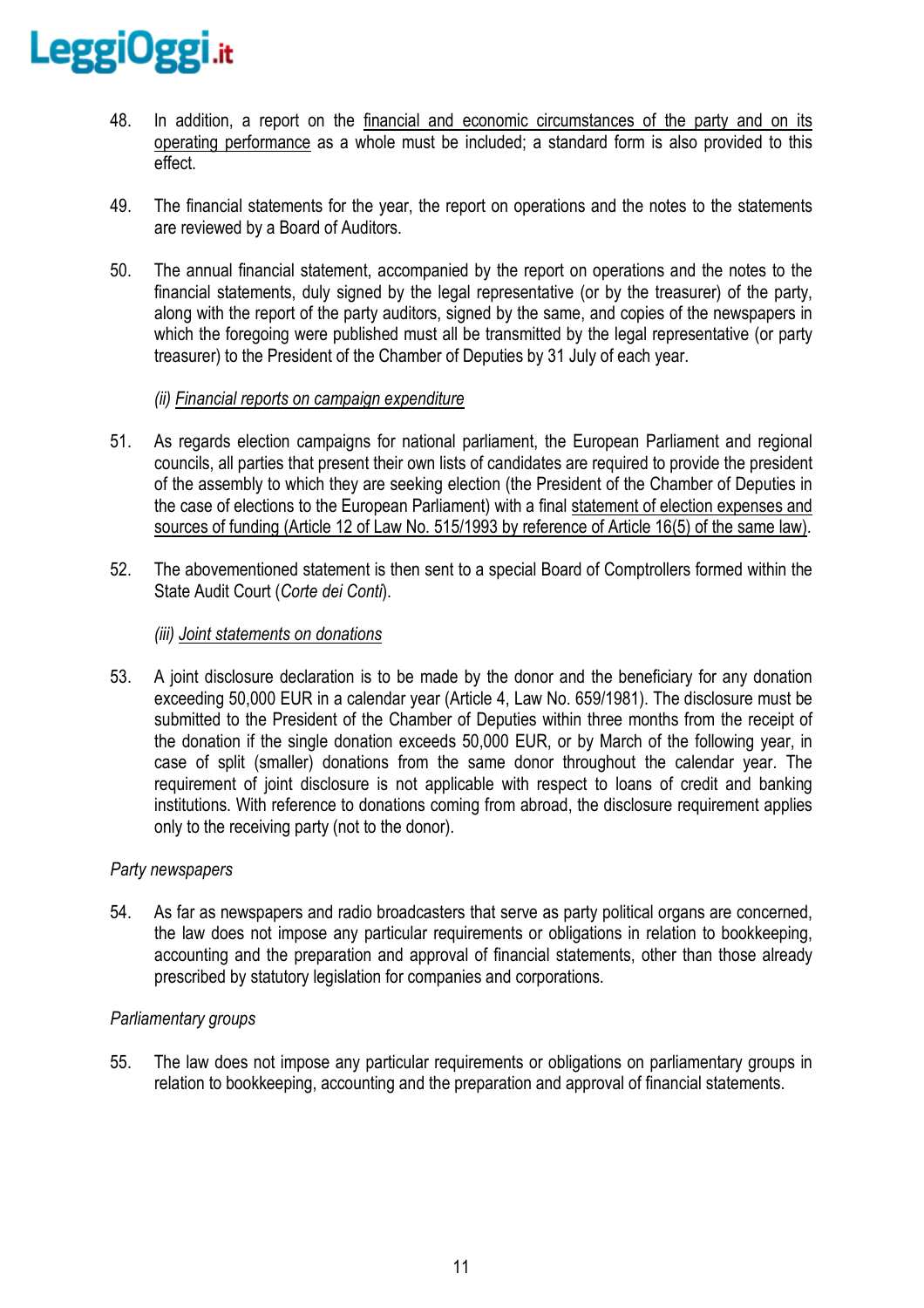48. In addition, a report on the <u>financial and economic circumstances of the party and on its operating performance</u> as a whole must be included; a standard form is also provided to this effect.

49. The financial statements for the year, the report on operations and the notes to the statements are reviewed by a Board of Auditors.

50. The annual financial statement, accompanied by the report on operations and the notes to the financial statements, duly signed by the legal representative (or by the treasurer) of the party, along with the report of the party auditors, signed by the same, and copies of the newspapers in which the foregoing were published must all be transmitted by the legal representative (or party treasurer) to the President of the Chamber of Deputies by 31 July of each year.

*(ii) <u>Financial reports on campaign expenditure</u>*

51. As regards election campaigns for national parliament, the European Parliament and regional councils, all parties that present their own lists of candidates are required to provide the president of the assembly to which they are seeking election (the President of the Chamber of Deputies in the case of elections to the European Parliament) with a final <u>statement of election expenses and sources of funding (Article 12 of Law No. 515/1993 by reference of Article 16(5) of the same law)</u>.

52. The abovementioned statement is then sent to a special Board of Comptrollers formed within the State Audit Court (*Corte dei Conti*).

*(iii) <u>Joint statements on donations</u>*

53. A joint disclosure declaration is to be made by the donor and the beneficiary for any donation exceeding 50,000 EUR in a calendar year (Article 4, Law No. 659/1981). The disclosure must be submitted to the President of the Chamber of Deputies within three months from the receipt of the donation if the single donation exceeds 50,000 EUR, or by March of the following year, in case of split (smaller) donations from the same donor throughout the calendar year. The requirement of joint disclosure is not applicable with respect to loans of credit and banking institutions. With reference to donations coming from abroad, the disclosure requirement applies only to the receiving party (not to the donor).

*Party newspapers*

54. As far as newspapers and radio broadcasters that serve as party political organs are concerned, the law does not impose any particular requirements or obligations in relation to bookkeeping, accounting and the preparation and approval of financial statements, other than those already prescribed by statutory legislation for companies and corporations.

*Parliamentary groups*

55. The law does not impose any particular requirements or obligations on parliamentary groups in relation to bookkeeping, accounting and the preparation and approval of financial statements.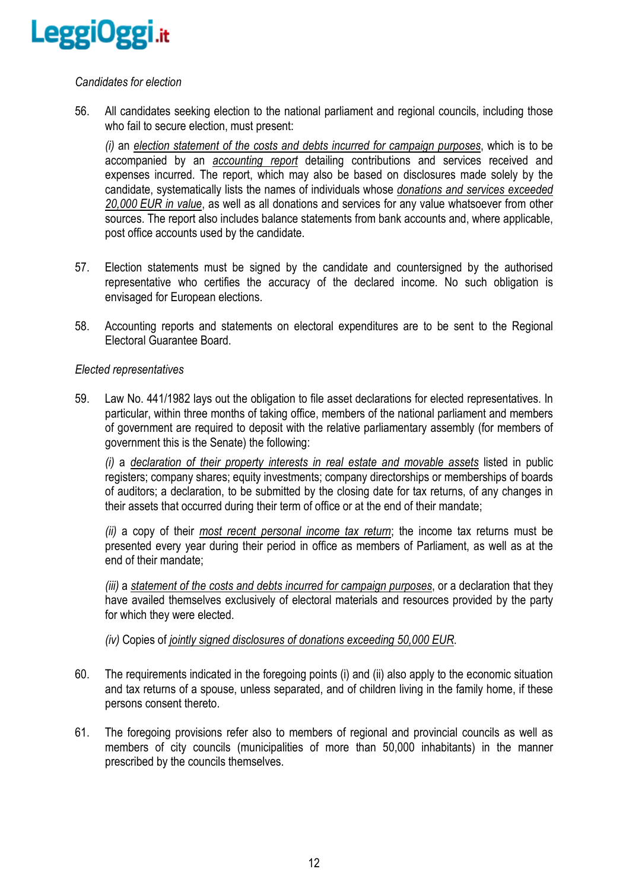*Candidates for election*

56. All candidates seeking election to the national parliament and regional councils, including those who fail to secure election, must present:

    *(i)* an *election statement of the costs and debts incurred for campaign purposes*, which is to be accompanied by an *accounting report* detailing contributions and services received and expenses incurred. The report, which may also be based on disclosures made solely by the candidate, systematically lists the names of individuals whose *donations and services exceeded 20,000 EUR in value*, as well as all donations and services for any value whatsoever from other sources. The report also includes balance statements from bank accounts and, where applicable, post office accounts used by the candidate.

57. Election statements must be signed by the candidate and countersigned by the authorised representative who certifies the accuracy of the declared income. No such obligation is envisaged for European elections.

58. Accounting reports and statements on electoral expenditures are to be sent to the Regional Electoral Guarantee Board.

*Elected representatives*

59. Law No. 441/1982 lays out the obligation to file asset declarations for elected representatives. In particular, within three months of taking office, members of the national parliament and members of government are required to deposit with the relative parliamentary assembly (for members of government this is the Senate) the following:

    *(i)* a *declaration of their property interests in real estate and movable assets* listed in public registers; company shares; equity investments; company directorships or memberships of boards of auditors; a declaration, to be submitted by the closing date for tax returns, of any changes in their assets that occurred during their term of office or at the end of their mandate;

    *(ii)* a copy of their *most recent personal income tax return*; the income tax returns must be presented every year during their period in office as members of Parliament, as well as at the end of their mandate;

    *(iii)* a *statement of the costs and debts incurred for campaign purposes*, or a declaration that they have availed themselves exclusively of electoral materials and resources provided by the party for which they were elected.

    *(iv)* Copies of *jointly signed disclosures of donations exceeding 50,000 EUR*.

60. The requirements indicated in the foregoing points (i) and (ii) also apply to the economic situation and tax returns of a spouse, unless separated, and of children living in the family home, if these persons consent thereto.

61. The foregoing provisions refer also to members of regional and provincial councils as well as members of city councils (municipalities of more than 50,000 inhabitants) in the manner prescribed by the councils themselves.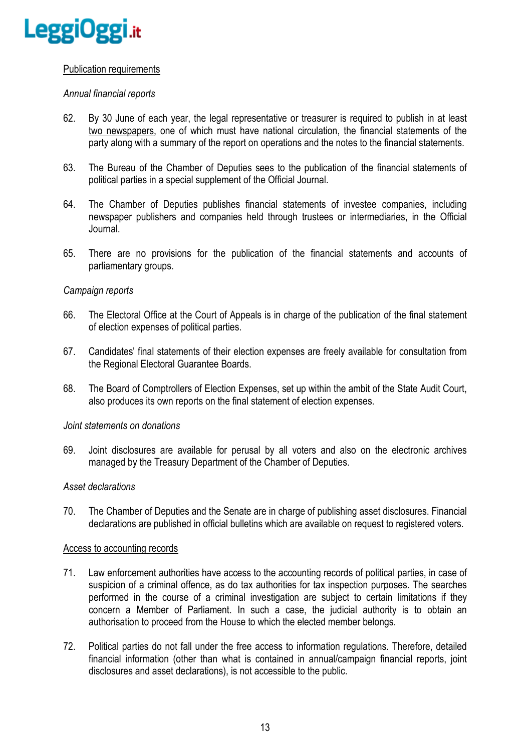## Publication requirements

### *Annual financial reports*

62. By 30 June of each year, the legal representative or treasurer is required to publish in at least two newspapers, one of which must have national circulation, the financial statements of the party along with a summary of the report on operations and the notes to the financial statements.

63. The Bureau of the Chamber of Deputies sees to the publication of the financial statements of political parties in a special supplement of the Official Journal.

64. The Chamber of Deputies publishes financial statements of investee companies, including newspaper publishers and companies held through trustees or intermediaries, in the Official Journal.

65. There are no provisions for the publication of the financial statements and accounts of parliamentary groups.

### *Campaign reports*

66. The Electoral Office at the Court of Appeals is in charge of the publication of the final statement of election expenses of political parties.

67. Candidates' final statements of their election expenses are freely available for consultation from the Regional Electoral Guarantee Boards.

68. The Board of Comptrollers of Election Expenses, set up within the ambit of the State Audit Court, also produces its own reports on the final statement of election expenses.

### *Joint statements on donations*

69. Joint disclosures are available for perusal by all voters and also on the electronic archives managed by the Treasury Department of the Chamber of Deputies.

### *Asset declarations*

70. The Chamber of Deputies and the Senate are in charge of publishing asset disclosures. Financial declarations are published in official bulletins which are available on request to registered voters.

## Access to accounting records

71. Law enforcement authorities have access to the accounting records of political parties, in case of suspicion of a criminal offence, as do tax authorities for tax inspection purposes. The searches performed in the course of a criminal investigation are subject to certain limitations if they concern a Member of Parliament. In such a case, the judicial authority is to obtain an authorisation to proceed from the House to which the elected member belongs.

72. Political parties do not fall under the free access to information regulations. Therefore, detailed financial information (other than what is contained in annual/campaign financial reports, joint disclosures and asset declarations), is not accessible to the public.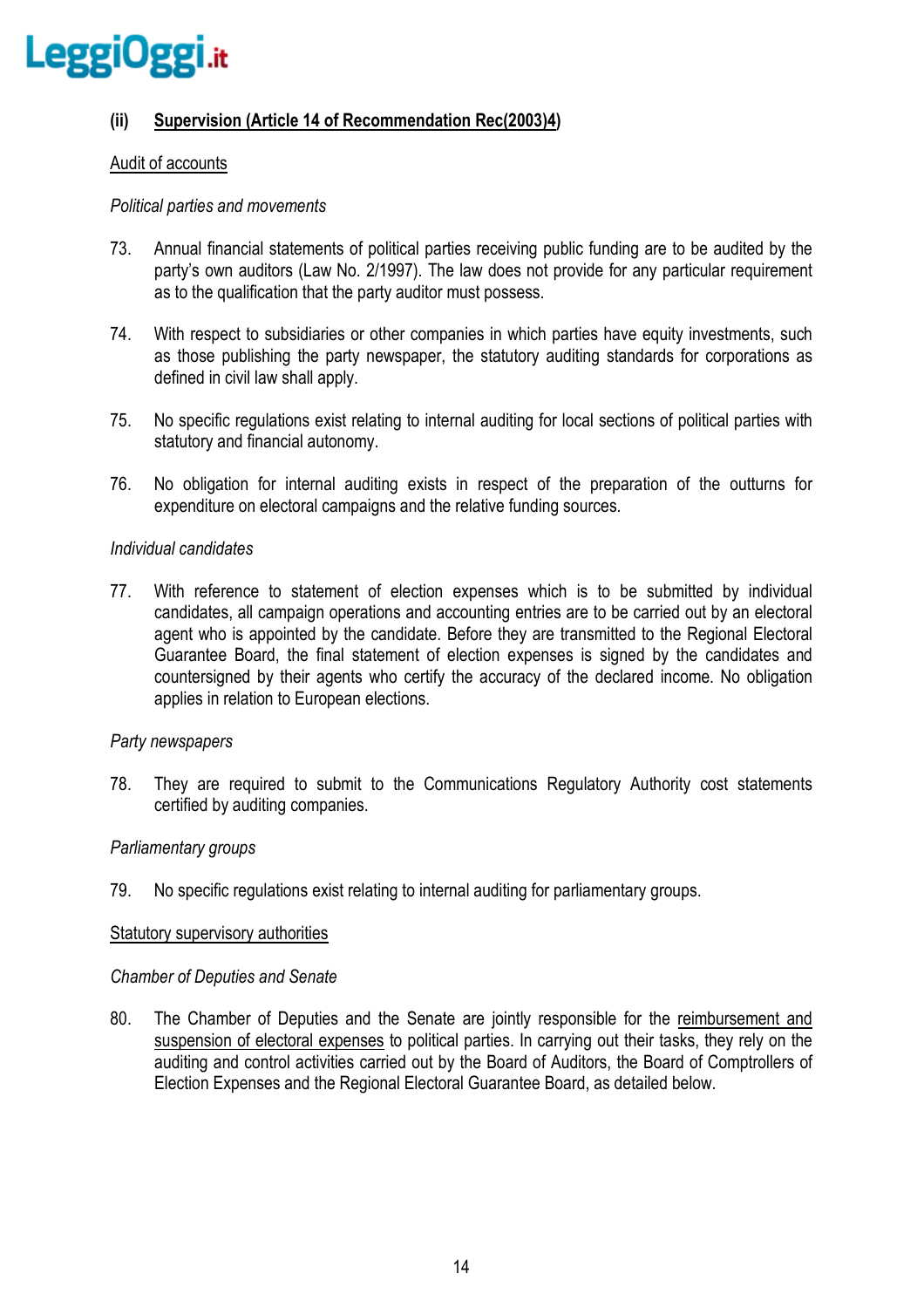### (ii) <u>Supervision (Article 14 of Recommendation Rec(2003)4)</u>

<u>Audit of accounts</u>

*Political parties and movements*

73. Annual financial statements of political parties receiving public funding are to be audited by the party's own auditors (Law No. 2/1997). The law does not provide for any particular requirement as to the qualification that the party auditor must possess.

74. With respect to subsidiaries or other companies in which parties have equity investments, such as those publishing the party newspaper, the statutory auditing standards for corporations as defined in civil law shall apply.

75. No specific regulations exist relating to internal auditing for local sections of political parties with statutory and financial autonomy.

76. No obligation for internal auditing exists in respect of the preparation of the outturns for expenditure on electoral campaigns and the relative funding sources.

*Individual candidates*

77. With reference to statement of election expenses which is to be submitted by individual candidates, all campaign operations and accounting entries are to be carried out by an electoral agent who is appointed by the candidate. Before they are transmitted to the Regional Electoral Guarantee Board, the final statement of election expenses is signed by the candidates and countersigned by their agents who certify the accuracy of the declared income. No obligation applies in relation to European elections.

*Party newspapers*

78. They are required to submit to the Communications Regulatory Authority cost statements certified by auditing companies.

*Parliamentary groups*

79. No specific regulations exist relating to internal auditing for parliamentary groups.

<u>Statutory supervisory authorities</u>

*Chamber of Deputies and Senate*

80. The Chamber of Deputies and the Senate are jointly responsible for the <u>reimbursement and suspension of electoral expenses</u> to political parties. In carrying out their tasks, they rely on the auditing and control activities carried out by the Board of Auditors, the Board of Comptrollers of Election Expenses and the Regional Electoral Guarantee Board, as detailed below.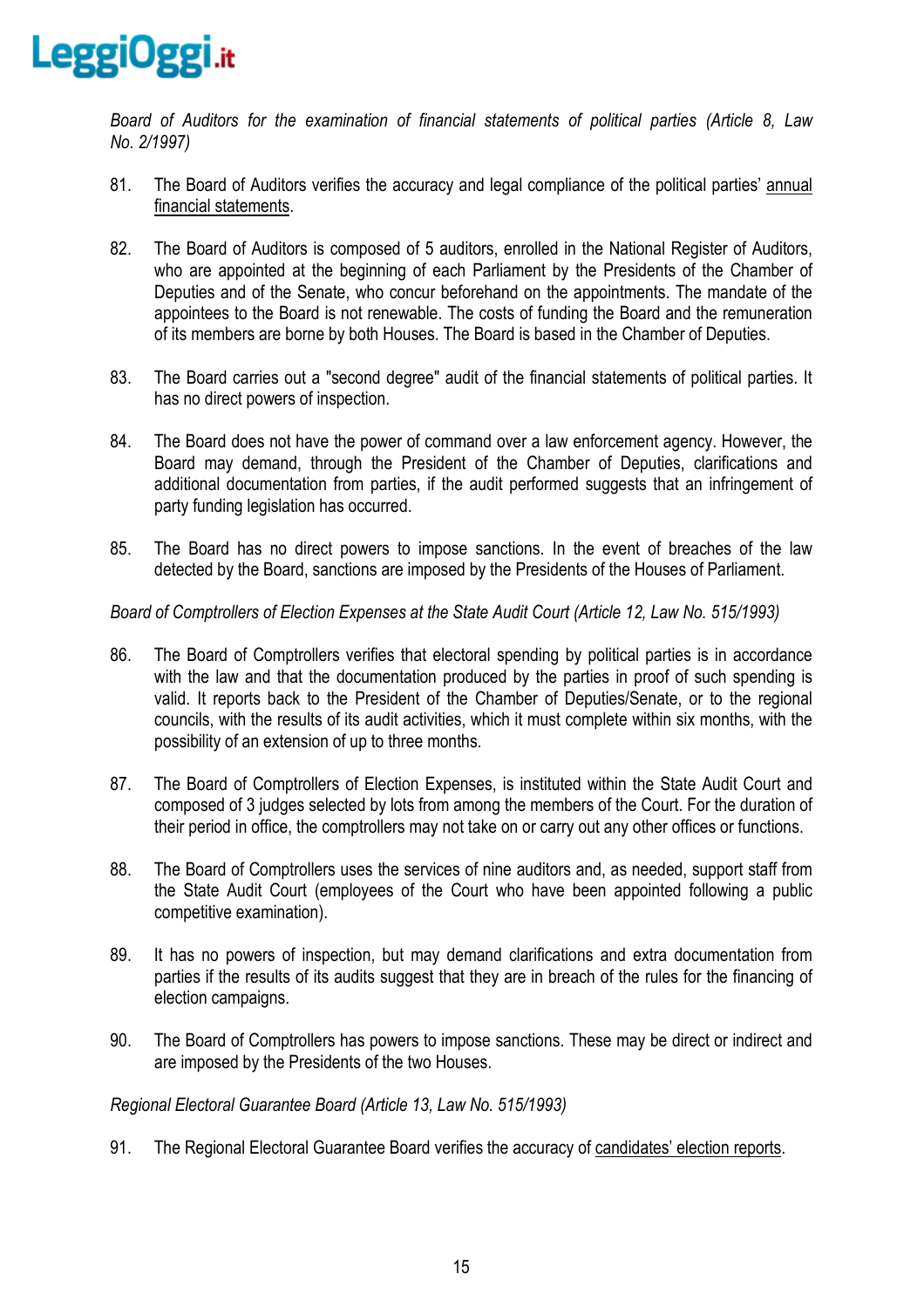*Board of Auditors for the examination of financial statements of political parties (Article 8, Law No. 2/1997)*

81. The Board of Auditors verifies the accuracy and legal compliance of the political parties' annual financial statements.

82. The Board of Auditors is composed of 5 auditors, enrolled in the National Register of Auditors, who are appointed at the beginning of each Parliament by the Presidents of the Chamber of Deputies and of the Senate, who concur beforehand on the appointments. The mandate of the appointees to the Board is not renewable. The costs of funding the Board and the remuneration of its members are borne by both Houses. The Board is based in the Chamber of Deputies.

83. The Board carries out a "second degree" audit of the financial statements of political parties. It has no direct powers of inspection.

84. The Board does not have the power of command over a law enforcement agency. However, the Board may demand, through the President of the Chamber of Deputies, clarifications and additional documentation from parties, if the audit performed suggests that an infringement of party funding legislation has occurred.

85. The Board has no direct powers to impose sanctions. In the event of breaches of the law detected by the Board, sanctions are imposed by the Presidents of the Houses of Parliament.

*Board of Comptrollers of Election Expenses at the State Audit Court (Article 12, Law No. 515/1993)*

86. The Board of Comptrollers verifies that electoral spending by political parties is in accordance with the law and that the documentation produced by the parties in proof of such spending is valid. It reports back to the President of the Chamber of Deputies/Senate, or to the regional councils, with the results of its audit activities, which it must complete within six months, with the possibility of an extension of up to three months.

87. The Board of Comptrollers of Election Expenses, is instituted within the State Audit Court and composed of 3 judges selected by lots from among the members of the Court. For the duration of their period in office, the comptrollers may not take on or carry out any other offices or functions.

88. The Board of Comptrollers uses the services of nine auditors and, as needed, support staff from the State Audit Court (employees of the Court who have been appointed following a public competitive examination).

89. It has no powers of inspection, but may demand clarifications and extra documentation from parties if the results of its audits suggest that they are in breach of the rules for the financing of election campaigns.

90. The Board of Comptrollers has powers to impose sanctions. These may be direct or indirect and are imposed by the Presidents of the two Houses.

*Regional Electoral Guarantee Board (Article 13, Law No. 515/1993)*

91. The Regional Electoral Guarantee Board verifies the accuracy of candidates' election reports.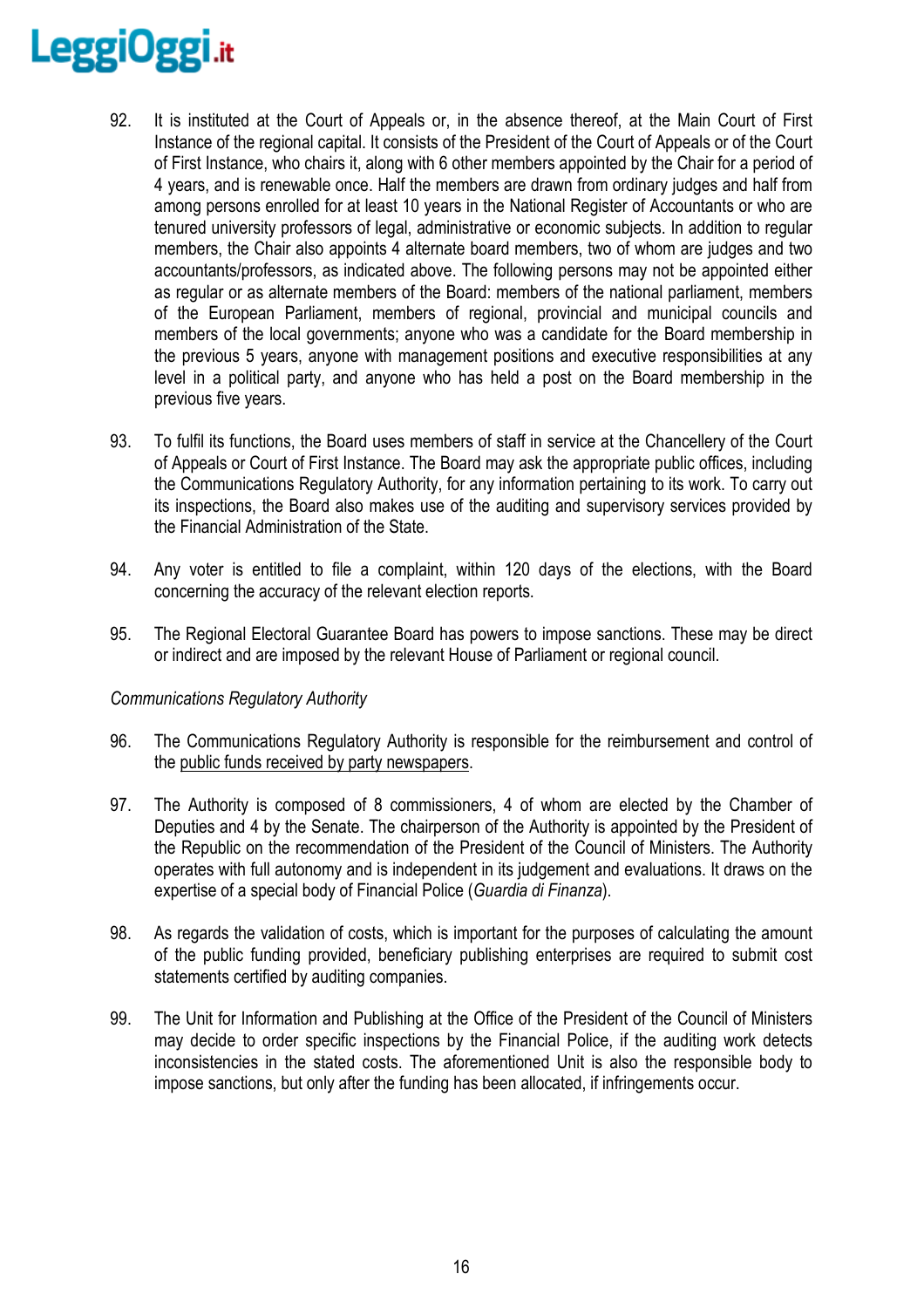92. It is instituted at the Court of Appeals or, in the absence thereof, at the Main Court of First Instance of the regional capital. It consists of the President of the Court of Appeals or of the Court of First Instance, who chairs it, along with 6 other members appointed by the Chair for a period of 4 years, and is renewable once. Half the members are drawn from ordinary judges and half from among persons enrolled for at least 10 years in the National Register of Accountants or who are tenured university professors of legal, administrative or economic subjects. In addition to regular members, the Chair also appoints 4 alternate board members, two of whom are judges and two accountants/professors, as indicated above. The following persons may not be appointed either as regular or as alternate members of the Board: members of the national parliament, members of the European Parliament, members of regional, provincial and municipal councils and members of the local governments; anyone who was a candidate for the Board membership in the previous 5 years, anyone with management positions and executive responsibilities at any level in a political party, and anyone who has held a post on the Board membership in the previous five years.

93. To fulfil its functions, the Board uses members of staff in service at the Chancellery of the Court of Appeals or Court of First Instance. The Board may ask the appropriate public offices, including the Communications Regulatory Authority, for any information pertaining to its work. To carry out its inspections, the Board also makes use of the auditing and supervisory services provided by the Financial Administration of the State.

94. Any voter is entitled to file a complaint, within 120 days of the elections, with the Board concerning the accuracy of the relevant election reports.

95. The Regional Electoral Guarantee Board has powers to impose sanctions. These may be direct or indirect and are imposed by the relevant House of Parliament or regional council.

*Communications Regulatory Authority*

96. The Communications Regulatory Authority is responsible for the reimbursement and control of the public funds received by party newspapers.

97. The Authority is composed of 8 commissioners, 4 of whom are elected by the Chamber of Deputies and 4 by the Senate. The chairperson of the Authority is appointed by the President of the Republic on the recommendation of the President of the Council of Ministers. The Authority operates with full autonomy and is independent in its judgement and evaluations. It draws on the expertise of a special body of Financial Police (*Guardia di Finanza*).

98. As regards the validation of costs, which is important for the purposes of calculating the amount of the public funding provided, beneficiary publishing enterprises are required to submit cost statements certified by auditing companies.

99. The Unit for Information and Publishing at the Office of the President of the Council of Ministers may decide to order specific inspections by the Financial Police, if the auditing work detects inconsistencies in the stated costs. The aforementioned Unit is also the responsible body to impose sanctions, but only after the funding has been allocated, if infringements occur.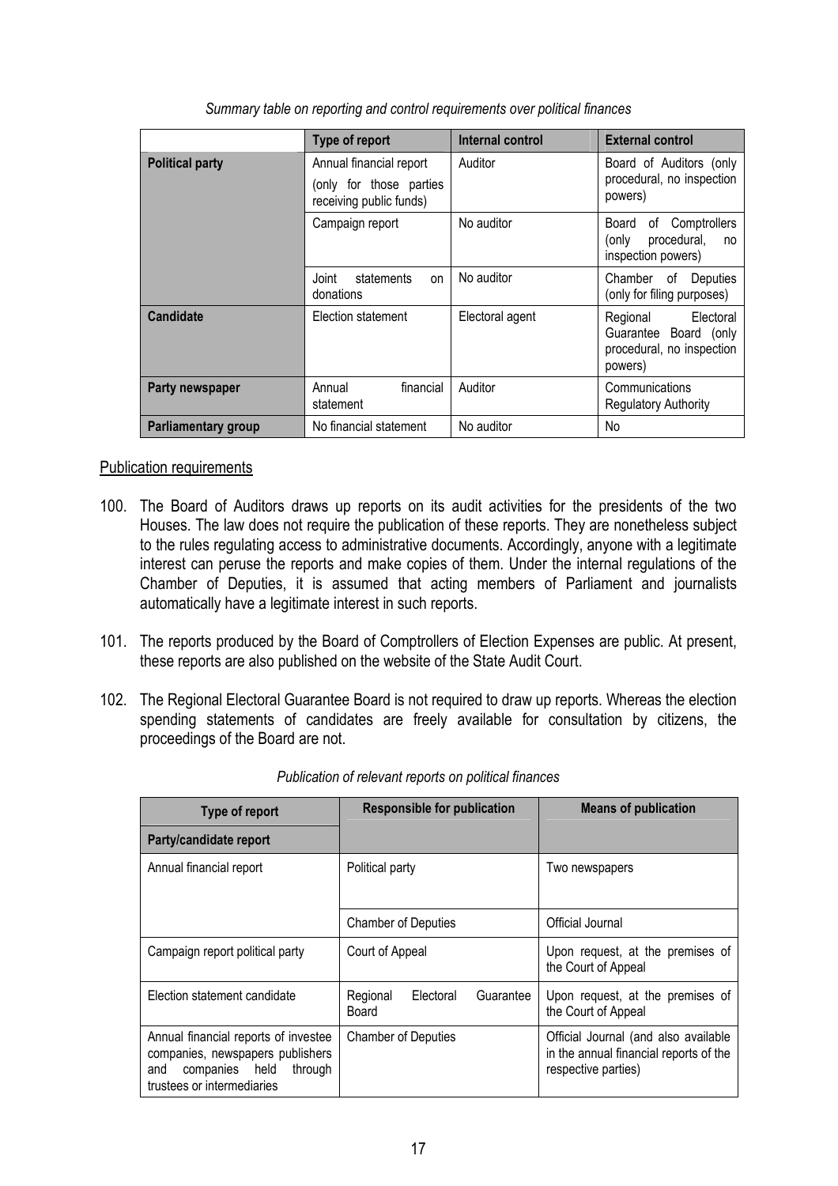*Summary table on reporting and control requirements over political finances*

| | Type of report | Internal control | External control |
|---|---|---|---|
| **Political party** | Annual financial report (only for those parties receiving public funds) | Auditor | Board of Auditors (only procedural, no inspection powers) |
| | Campaign report | No auditor | Board of Comptrollers (only procedural, no inspection powers) |
| | Joint statements on donations | No auditor | Chamber of Deputies (only for filing purposes) |
| **Candidate** | Election statement | Electoral agent | Regional Electoral Guarantee Board (only procedural, no inspection powers) |
| **Party newspaper** | Annual financial statement | Auditor | Communications Regulatory Authority |
| **Parliamentary group** | No financial statement | No auditor | No |

Publication requirements

100. The Board of Auditors draws up reports on its audit activities for the presidents of the two Houses. The law does not require the publication of these reports. They are nonetheless subject to the rules regulating access to administrative documents. Accordingly, anyone with a legitimate interest can peruse the reports and make copies of them. Under the internal regulations of the Chamber of Deputies, it is assumed that acting members of Parliament and journalists automatically have a legitimate interest in such reports.

101. The reports produced by the Board of Comptrollers of Election Expenses are public. At present, these reports are also published on the website of the State Audit Court.

102. The Regional Electoral Guarantee Board is not required to draw up reports. Whereas the election spending statements of candidates are freely available for consultation by citizens, the proceedings of the Board are not.

*Publication of relevant reports on political finances*

| Type of report | Responsible for publication | Means of publication |
|---|---|---|
| **Party/candidate report** | | |
| Annual financial report | Political party | Two newspapers |
| | Chamber of Deputies | Official Journal |
| Campaign report political party | Court of Appeal | Upon request, at the premises of the Court of Appeal |
| Election statement candidate | Regional Electoral Guarantee Board | Upon request, at the premises of the Court of Appeal |
| Annual financial reports of investee companies, newspapers publishers and companies held through trustees or intermediaries | Chamber of Deputies | Official Journal (and also available in the annual financial reports of the respective parties) |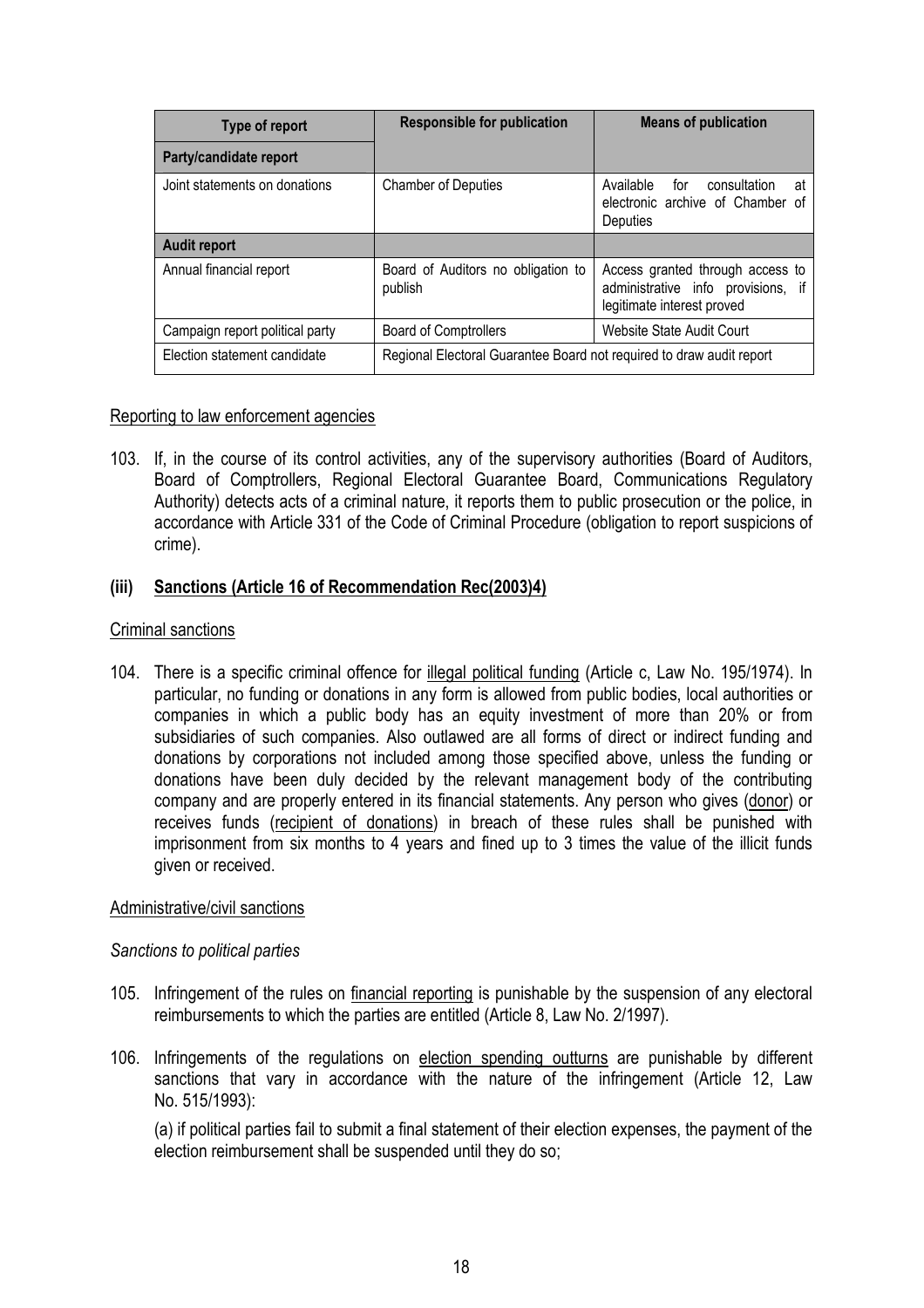| Type of report | Responsible for publication | Means of publication |
|---|---|---|
| **Party/candidate report** | | |
| Joint statements on donations | Chamber of Deputies | Available for consultation at electronic archive of Chamber of Deputies |
| **Audit report** | | |
| Annual financial report | Board of Auditors no obligation to publish | Access granted through access to administrative info provisions, if legitimate interest proved |
| Campaign report political party | Board of Comptrollers | Website State Audit Court |
| Election statement candidate | Regional Electoral Guarantee Board not required to draw audit report | |

Reporting to law enforcement agencies

103. If, in the course of its control activities, any of the supervisory authorities (Board of Auditors, Board of Comptrollers, Regional Electoral Guarantee Board, Communications Regulatory Authority) detects acts of a criminal nature, it reports them to public prosecution or the police, in accordance with Article 331 of the Code of Criminal Procedure (obligation to report suspicions of crime).

### (iii) Sanctions (Article 16 of Recommendation Rec(2003)4)

Criminal sanctions

104. There is a specific criminal offence for illegal political funding (Article c, Law No. 195/1974). In particular, no funding or donations in any form is allowed from public bodies, local authorities or companies in which a public body has an equity investment of more than 20% or from subsidiaries of such companies. Also outlawed are all forms of direct or indirect funding and donations by corporations not included among those specified above, unless the funding or donations have been duly decided by the relevant management body of the contributing company and are properly entered in its financial statements. Any person who gives (donor) or receives funds (recipient of donations) in breach of these rules shall be punished with imprisonment from six months to 4 years and fined up to 3 times the value of the illicit funds given or received.

Administrative/civil sanctions

*Sanctions to political parties*

105. Infringement of the rules on financial reporting is punishable by the suspension of any electoral reimbursements to which the parties are entitled (Article 8, Law No. 2/1997).

106. Infringements of the regulations on election spending outturns are punishable by different sanctions that vary in accordance with the nature of the infringement (Article 12, Law No. 515/1993):

(a) if political parties fail to submit a final statement of their election expenses, the payment of the election reimbursement shall be suspended until they do so;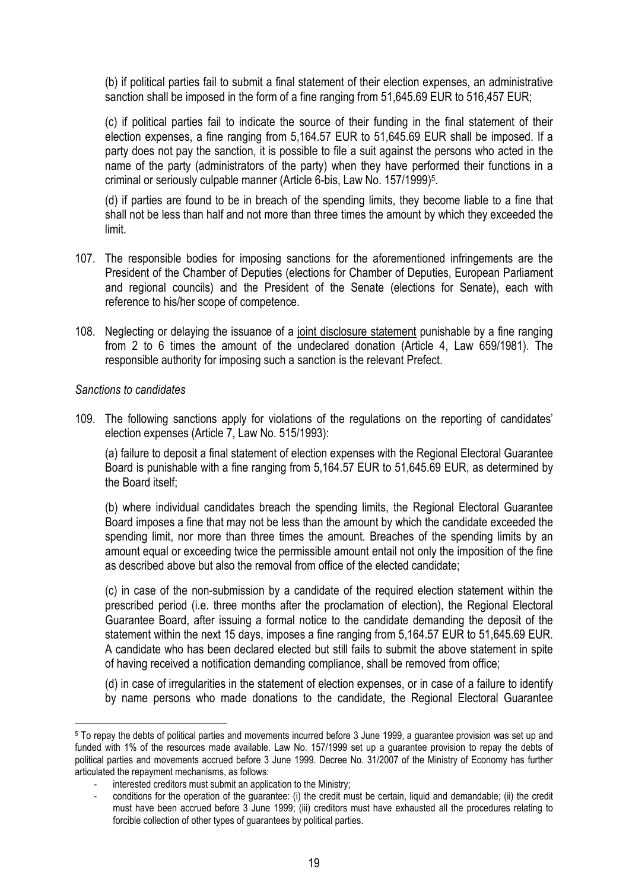(b) if political parties fail to submit a final statement of their election expenses, an administrative sanction shall be imposed in the form of a fine ranging from 51,645.69 EUR to 516,457 EUR;

(c) if political parties fail to indicate the source of their funding in the final statement of their election expenses, a fine ranging from 5,164.57 EUR to 51,645.69 EUR shall be imposed. If a party does not pay the sanction, it is possible to file a suit against the persons who acted in the name of the party (administrators of the party) when they have performed their functions in a criminal or seriously culpable manner (Article 6-bis, Law No. 157/1999)[5].

(d) if parties are found to be in breach of the spending limits, they become liable to a fine that shall not be less than half and not more than three times the amount by which they exceeded the limit.

107. The responsible bodies for imposing sanctions for the aforementioned infringements are the President of the Chamber of Deputies (elections for Chamber of Deputies, European Parliament and regional councils) and the President of the Senate (elections for Senate), each with reference to his/her scope of competence.

108. Neglecting or delaying the issuance of a joint disclosure statement punishable by a fine ranging from 2 to 6 times the amount of the undeclared donation (Article 4, Law 659/1981). The responsible authority for imposing such a sanction is the relevant Prefect.

*Sanctions to candidates*

109. The following sanctions apply for violations of the regulations on the reporting of candidates' election expenses (Article 7, Law No. 515/1993):

(a) failure to deposit a final statement of election expenses with the Regional Electoral Guarantee Board is punishable with a fine ranging from 5,164.57 EUR to 51,645.69 EUR, as determined by the Board itself;

(b) where individual candidates breach the spending limits, the Regional Electoral Guarantee Board imposes a fine that may not be less than the amount by which the candidate exceeded the spending limit, nor more than three times the amount. Breaches of the spending limits by an amount equal or exceeding twice the permissible amount entail not only the imposition of the fine as described above but also the removal from office of the elected candidate;

(c) in case of the non-submission by a candidate of the required election statement within the prescribed period (i.e. three months after the proclamation of election), the Regional Electoral Guarantee Board, after issuing a formal notice to the candidate demanding the deposit of the statement within the next 15 days, imposes a fine ranging from 5,164.57 EUR to 51,645.69 EUR. A candidate who has been declared elected but still fails to submit the above statement in spite of having received a notification demanding compliance, shall be removed from office;

(d) in case of irregularities in the statement of election expenses, or in case of a failure to identify by name persons who made donations to the candidate, the Regional Electoral Guarantee

---

[5] To repay the debts of political parties and movements incurred before 3 June 1999, a guarantee provision was set up and funded with 1% of the resources made available. Law No. 157/1999 set up a guarantee provision to repay the debts of political parties and movements accrued before 3 June 1999. Decree No. 31/2007 of the Ministry of Economy has further articulated the repayment mechanisms, as follows:

- interested creditors must submit an application to the Ministry;
- conditions for the operation of the guarantee: (i) the credit must be certain, liquid and demandable; (ii) the credit must have been accrued before 3 June 1999; (iii) creditors must have exhausted all the procedures relating to forcible collection of other types of guarantees by political parties.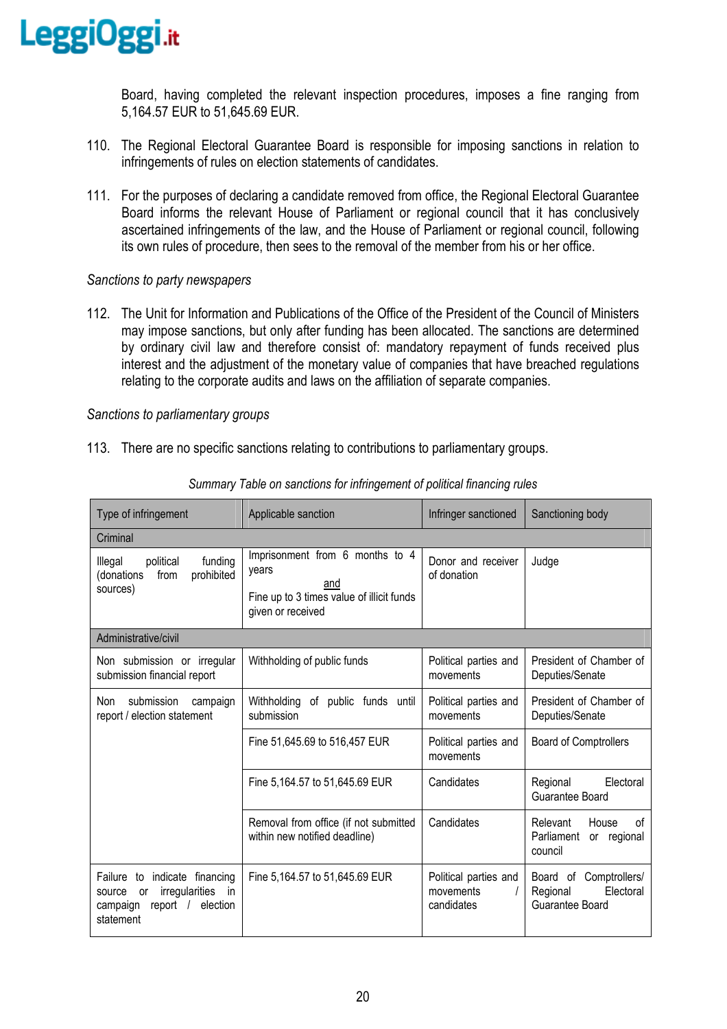Board, having completed the relevant inspection procedures, imposes a fine ranging from 5,164.57 EUR to 51,645.69 EUR.

110. The Regional Electoral Guarantee Board is responsible for imposing sanctions in relation to infringements of rules on election statements of candidates.

111. For the purposes of declaring a candidate removed from office, the Regional Electoral Guarantee Board informs the relevant House of Parliament or regional council that it has conclusively ascertained infringements of the law, and the House of Parliament or regional council, following its own rules of procedure, then sees to the removal of the member from his or her office.

*Sanctions to party newspapers*

112. The Unit for Information and Publications of the Office of the President of the Council of Ministers may impose sanctions, but only after funding has been allocated. The sanctions are determined by ordinary civil law and therefore consist of: mandatory repayment of funds received plus interest and the adjustment of the monetary value of companies that have breached regulations relating to the corporate audits and laws on the affiliation of separate companies.

*Sanctions to parliamentary groups*

113. There are no specific sanctions relating to contributions to parliamentary groups.

*Summary Table on sanctions for infringement of political financing rules*

| Type of infringement | Applicable sanction | Infringer sanctioned | Sanctioning body |
|---|---|---|---|
| Criminal | | | |
| Illegal political funding (donations from prohibited sources) | Imprisonment from 6 months to 4 years <u>and</u> Fine up to 3 times value of illicit funds given or received | Donor and receiver of donation | Judge |
| Administrative/civil | | | |
| Non submission or irregular submission financial report | Withholding of public funds | Political parties and movements | President of Chamber of Deputies/Senate |
| Non submission campaign report / election statement | Withholding of public funds until submission | Political parties and movements | President of Chamber of Deputies/Senate |
| | Fine 51,645.69 to 516,457 EUR | Political parties and movements | Board of Comptrollers |
| | Fine 5,164.57 to 51,645.69 EUR | Candidates | Regional Electoral Guarantee Board |
| | Removal from office (if not submitted within new notified deadline) | Candidates | Relevant House of Parliament or regional council |
| Failure to indicate financing source or irregularities in campaign report / election statement | Fine 5,164.57 to 51,645.69 EUR | Political parties and movements / candidates | Board of Comptrollers/ Regional Electoral Guarantee Board |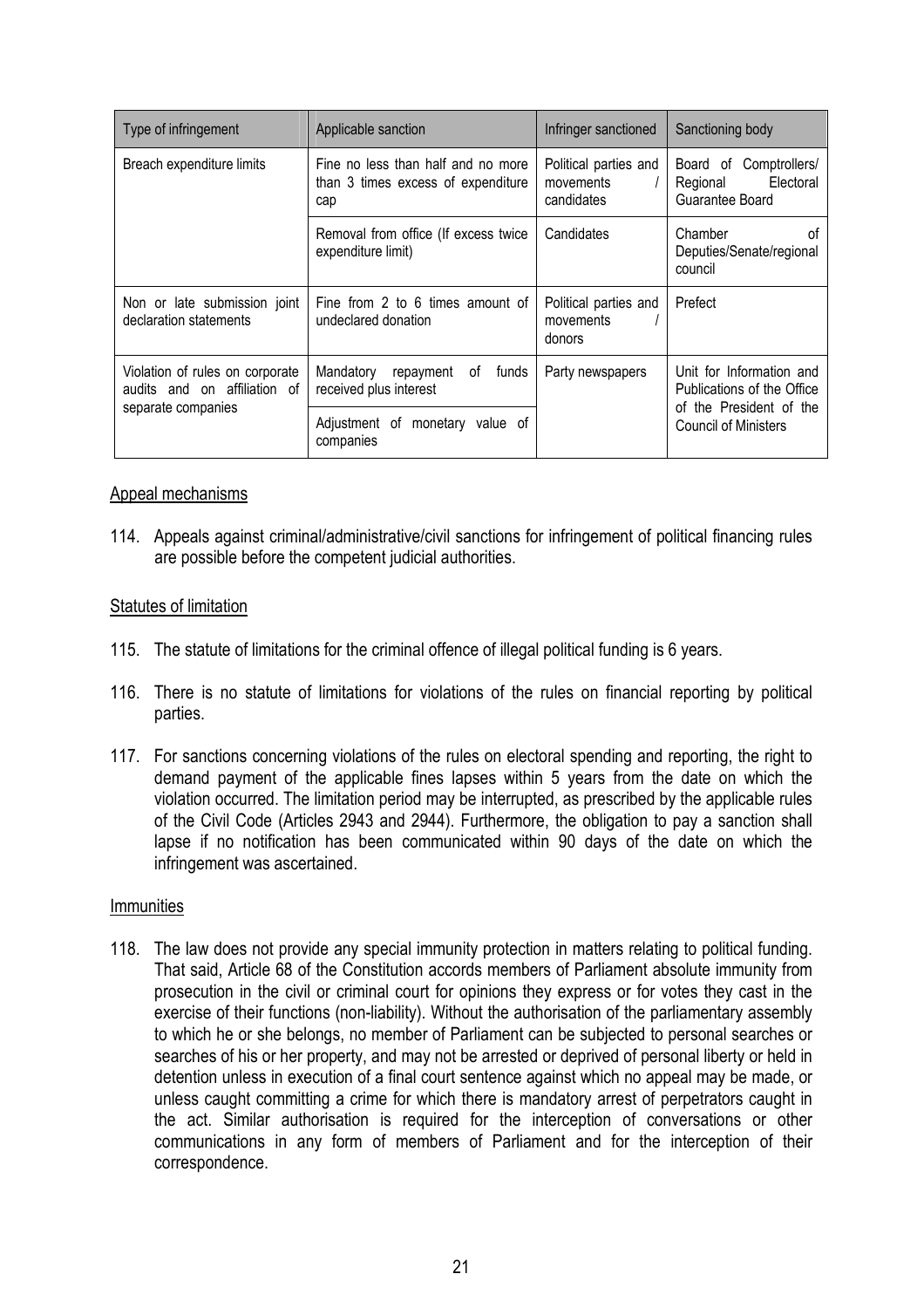| Type of infringement | Applicable sanction | Infringer sanctioned | Sanctioning body |
|---|---|---|---|
| Breach expenditure limits | Fine no less than half and no more than 3 times excess of expenditure cap | Political parties and movements / candidates | Board of Comptrollers/ Regional Electoral Guarantee Board |
| | Removal from office (If excess twice expenditure limit) | Candidates | Chamber of Deputies/Senate/regional council |
| Non or late submission joint declaration statements | Fine from 2 to 6 times amount of undeclared donation | Political parties and movements / donors | Prefect |
| Violation of rules on corporate audits and on affiliation of separate companies | Mandatory repayment of funds received plus interest | Party newspapers | Unit for Information and Publications of the Office of the President of the Council of Ministers |
| | Adjustment of monetary value of companies | | |

Appeal mechanisms

114. Appeals against criminal/administrative/civil sanctions for infringement of political financing rules are possible before the competent judicial authorities.

Statutes of limitation

115. The statute of limitations for the criminal offence of illegal political funding is 6 years.

116. There is no statute of limitations for violations of the rules on financial reporting by political parties.

117. For sanctions concerning violations of the rules on electoral spending and reporting, the right to demand payment of the applicable fines lapses within 5 years from the date on which the violation occurred. The limitation period may be interrupted, as prescribed by the applicable rules of the Civil Code (Articles 2943 and 2944). Furthermore, the obligation to pay a sanction shall lapse if no notification has been communicated within 90 days of the date on which the infringement was ascertained.

Immunities

118. The law does not provide any special immunity protection in matters relating to political funding. That said, Article 68 of the Constitution accords members of Parliament absolute immunity from prosecution in the civil or criminal court for opinions they express or for votes they cast in the exercise of their functions (non-liability). Without the authorisation of the parliamentary assembly to which he or she belongs, no member of Parliament can be subjected to personal searches or searches of his or her property, and may not be arrested or deprived of personal liberty or held in detention unless in execution of a final court sentence against which no appeal may be made, or unless caught committing a crime for which there is mandatory arrest of perpetrators caught in the act. Similar authorisation is required for the interception of conversations or other communications in any form of members of Parliament and for the interception of their correspondence.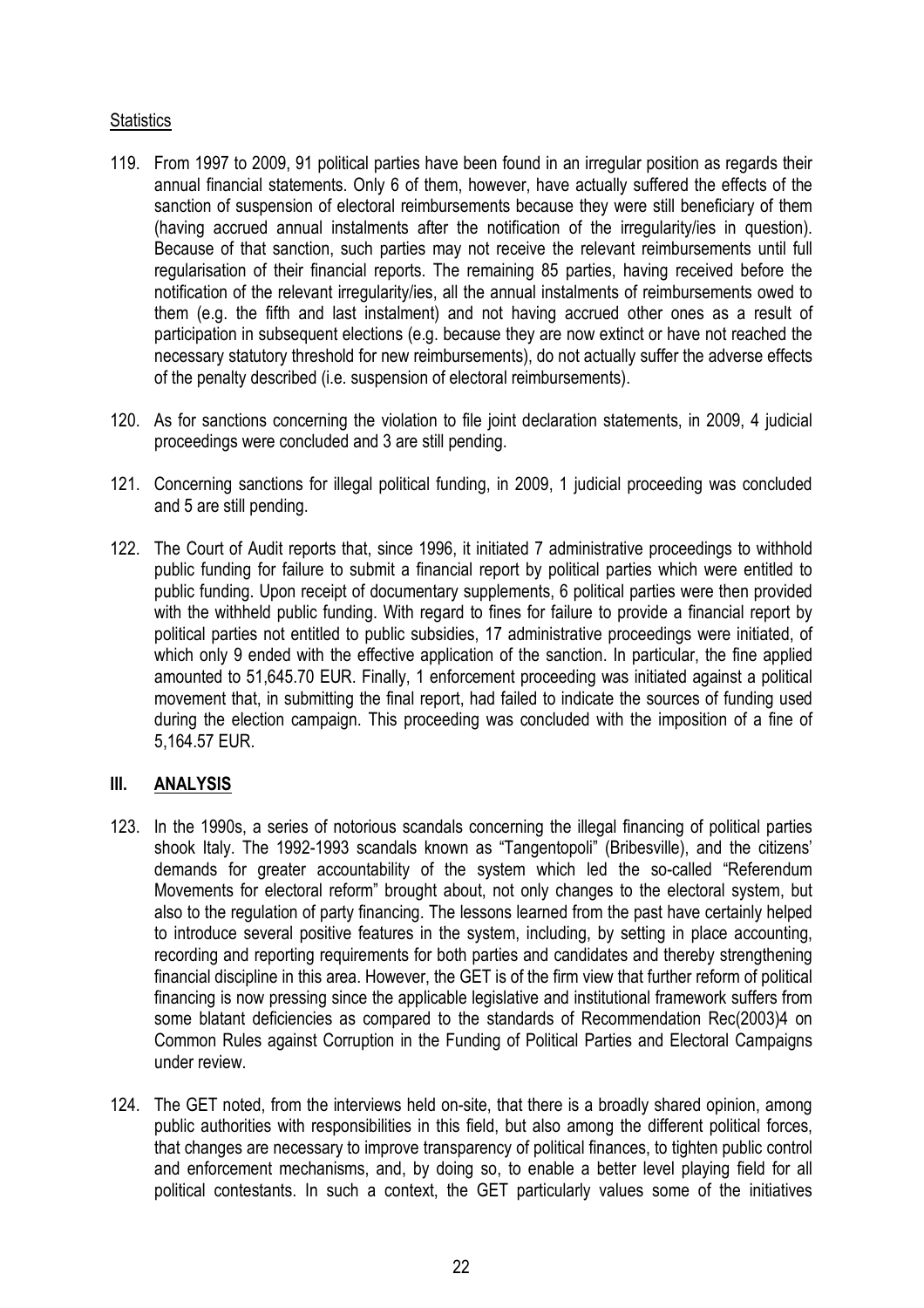Statistics

119. From 1997 to 2009, 91 political parties have been found in an irregular position as regards their annual financial statements. Only 6 of them, however, have actually suffered the effects of the sanction of suspension of electoral reimbursements because they were still beneficiary of them (having accrued annual instalments after the notification of the irregularity/ies in question). Because of that sanction, such parties may not receive the relevant reimbursements until full regularisation of their financial reports. The remaining 85 parties, having received before the notification of the relevant irregularity/ies, all the annual instalments of reimbursements owed to them (e.g. the fifth and last instalment) and not having accrued other ones as a result of participation in subsequent elections (e.g. because they are now extinct or have not reached the necessary statutory threshold for new reimbursements), do not actually suffer the adverse effects of the penalty described (i.e. suspension of electoral reimbursements).

120. As for sanctions concerning the violation to file joint declaration statements, in 2009, 4 judicial proceedings were concluded and 3 are still pending.

121. Concerning sanctions for illegal political funding, in 2009, 1 judicial proceeding was concluded and 5 are still pending.

122. The Court of Audit reports that, since 1996, it initiated 7 administrative proceedings to withhold public funding for failure to submit a financial report by political parties which were entitled to public funding. Upon receipt of documentary supplements, 6 political parties were then provided with the withheld public funding. With regard to fines for failure to provide a financial report by political parties not entitled to public subsidies, 17 administrative proceedings were initiated, of which only 9 ended with the effective application of the sanction. In particular, the fine applied amounted to 51,645.70 EUR. Finally, 1 enforcement proceeding was initiated against a political movement that, in submitting the final report, had failed to indicate the sources of funding used during the election campaign. This proceeding was concluded with the imposition of a fine of 5,164.57 EUR.

## III. ANALYSIS

123. In the 1990s, a series of notorious scandals concerning the illegal financing of political parties shook Italy. The 1992-1993 scandals known as "Tangentopoli" (Bribesville), and the citizens' demands for greater accountability of the system which led the so-called "Referendum Movements for electoral reform" brought about, not only changes to the electoral system, but also to the regulation of party financing. The lessons learned from the past have certainly helped to introduce several positive features in the system, including, by setting in place accounting, recording and reporting requirements for both parties and candidates and thereby strengthening financial discipline in this area. However, the GET is of the firm view that further reform of political financing is now pressing since the applicable legislative and institutional framework suffers from some blatant deficiencies as compared to the standards of Recommendation Rec(2003)4 on Common Rules against Corruption in the Funding of Political Parties and Electoral Campaigns under review.

124. The GET noted, from the interviews held on-site, that there is a broadly shared opinion, among public authorities with responsibilities in this field, but also among the different political forces, that changes are necessary to improve transparency of political finances, to tighten public control and enforcement mechanisms, and, by doing so, to enable a better level playing field for all political contestants. In such a context, the GET particularly values some of the initiatives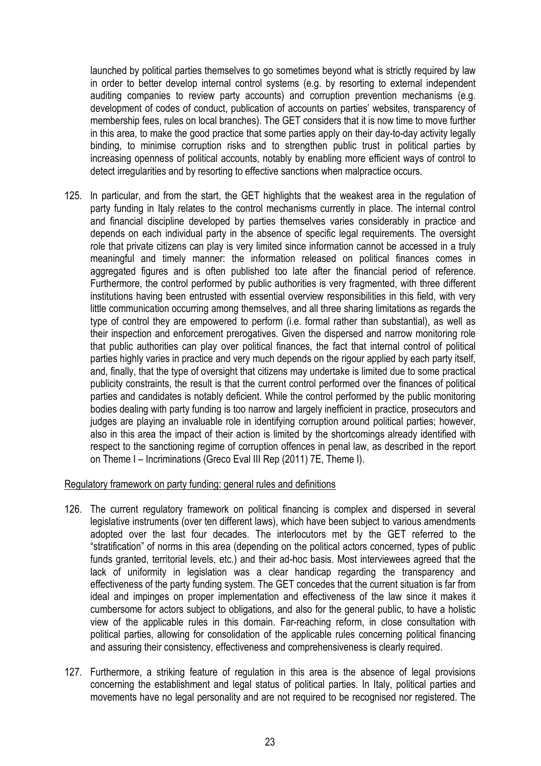launched by political parties themselves to go sometimes beyond what is strictly required by law in order to better develop internal control systems (e.g. by resorting to external independent auditing companies to review party accounts) and corruption prevention mechanisms (e.g. development of codes of conduct, publication of accounts on parties' websites, transparency of membership fees, rules on local branches). The GET considers that it is now time to move further in this area, to make the good practice that some parties apply on their day-to-day activity legally binding, to minimise corruption risks and to strengthen public trust in political parties by increasing openness of political accounts, notably by enabling more efficient ways of control to detect irregularities and by resorting to effective sanctions when malpractice occurs.

125. In particular, and from the start, the GET highlights that the weakest area in the regulation of party funding in Italy relates to the control mechanisms currently in place. The internal control and financial discipline developed by parties themselves varies considerably in practice and depends on each individual party in the absence of specific legal requirements. The oversight role that private citizens can play is very limited since information cannot be accessed in a truly meaningful and timely manner: the information released on political finances comes in aggregated figures and is often published too late after the financial period of reference. Furthermore, the control performed by public authorities is very fragmented, with three different institutions having been entrusted with essential overview responsibilities in this field, with very little communication occurring among themselves, and all three sharing limitations as regards the type of control they are empowered to perform (i.e. formal rather than substantial), as well as their inspection and enforcement prerogatives. Given the dispersed and narrow monitoring role that public authorities can play over political finances, the fact that internal control of political parties highly varies in practice and very much depends on the rigour applied by each party itself, and, finally, that the type of oversight that citizens may undertake is limited due to some practical publicity constraints, the result is that the current control performed over the finances of political parties and candidates is notably deficient. While the control performed by the public monitoring bodies dealing with party funding is too narrow and largely inefficient in practice, prosecutors and judges are playing an invaluable role in identifying corruption around political parties; however, also in this area the impact of their action is limited by the shortcomings already identified with respect to the sanctioning regime of corruption offences in penal law, as described in the report on Theme I – Incriminations (Greco Eval III Rep (2011) 7E, Theme I).

Regulatory framework on party funding: general rules and definitions

126. The current regulatory framework on political financing is complex and dispersed in several legislative instruments (over ten different laws), which have been subject to various amendments adopted over the last four decades. The interlocutors met by the GET referred to the "stratification" of norms in this area (depending on the political actors concerned, types of public funds granted, territorial levels, etc.) and their ad-hoc basis. Most interviewees agreed that the lack of uniformity in legislation was a clear handicap regarding the transparency and effectiveness of the party funding system. The GET concedes that the current situation is far from ideal and impinges on proper implementation and effectiveness of the law since it makes it cumbersome for actors subject to obligations, and also for the general public, to have a holistic view of the applicable rules in this domain. Far-reaching reform, in close consultation with political parties, allowing for consolidation of the applicable rules concerning political financing and assuring their consistency, effectiveness and comprehensiveness is clearly required.

127. Furthermore, a striking feature of regulation in this area is the absence of legal provisions concerning the establishment and legal status of political parties. In Italy, political parties and movements have no legal personality and are not required to be recognised nor registered. The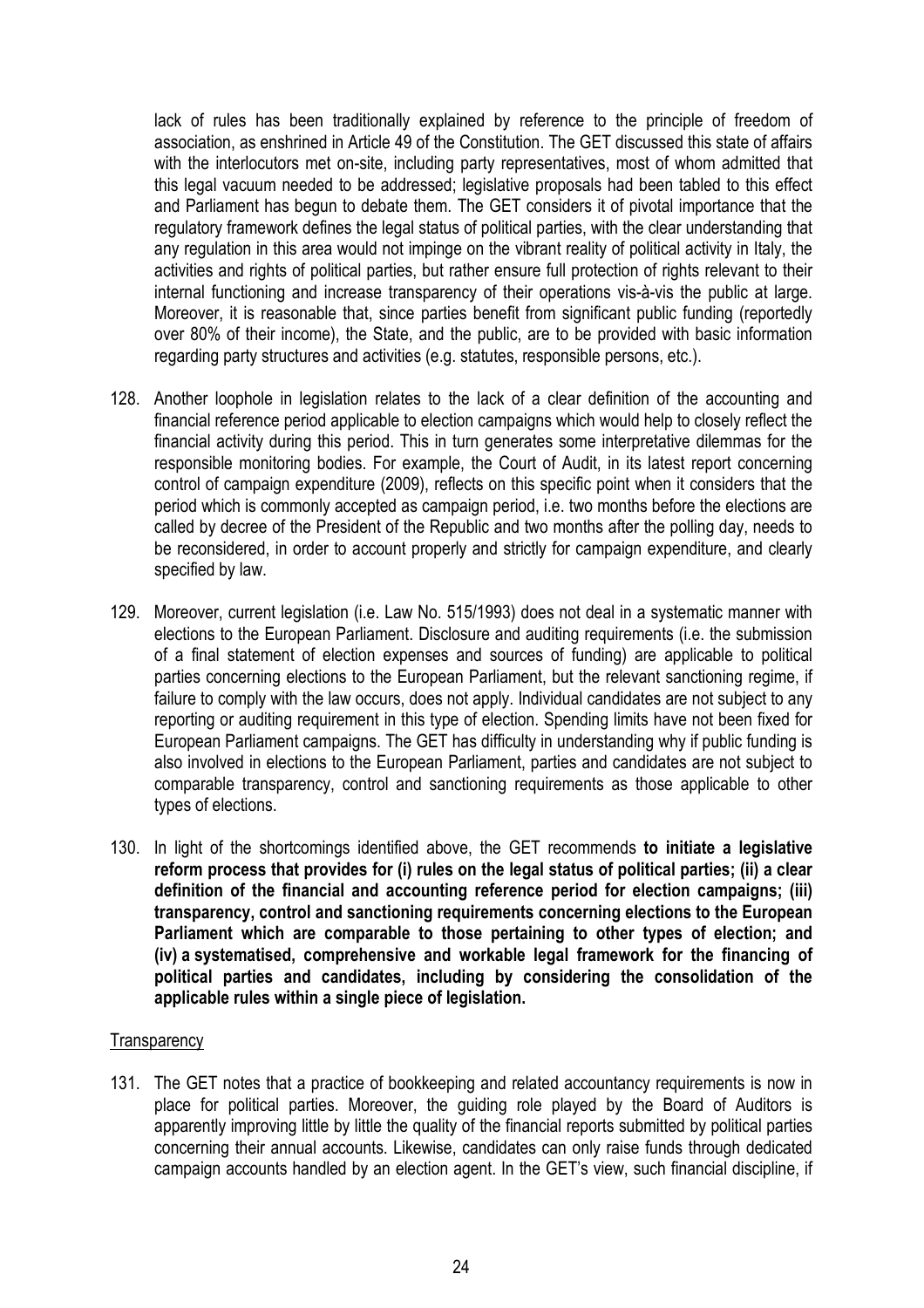lack of rules has been traditionally explained by reference to the principle of freedom of association, as enshrined in Article 49 of the Constitution. The GET discussed this state of affairs with the interlocutors met on-site, including party representatives, most of whom admitted that this legal vacuum needed to be addressed; legislative proposals had been tabled to this effect and Parliament has begun to debate them. The GET considers it of pivotal importance that the regulatory framework defines the legal status of political parties, with the clear understanding that any regulation in this area would not impinge on the vibrant reality of political activity in Italy, the activities and rights of political parties, but rather ensure full protection of rights relevant to their internal functioning and increase transparency of their operations vis-à-vis the public at large. Moreover, it is reasonable that, since parties benefit from significant public funding (reportedly over 80% of their income), the State, and the public, are to be provided with basic information regarding party structures and activities (e.g. statutes, responsible persons, etc.).

128. Another loophole in legislation relates to the lack of a clear definition of the accounting and financial reference period applicable to election campaigns which would help to closely reflect the financial activity during this period. This in turn generates some interpretative dilemmas for the responsible monitoring bodies. For example, the Court of Audit, in its latest report concerning control of campaign expenditure (2009), reflects on this specific point when it considers that the period which is commonly accepted as campaign period, i.e. two months before the elections are called by decree of the President of the Republic and two months after the polling day, needs to be reconsidered, in order to account properly and strictly for campaign expenditure, and clearly specified by law.

129. Moreover, current legislation (i.e. Law No. 515/1993) does not deal in a systematic manner with elections to the European Parliament. Disclosure and auditing requirements (i.e. the submission of a final statement of election expenses and sources of funding) are applicable to political parties concerning elections to the European Parliament, but the relevant sanctioning regime, if failure to comply with the law occurs, does not apply. Individual candidates are not subject to any reporting or auditing requirement in this type of election. Spending limits have not been fixed for European Parliament campaigns. The GET has difficulty in understanding why if public funding is also involved in elections to the European Parliament, parties and candidates are not subject to comparable transparency, control and sanctioning requirements as those applicable to other types of elections.

130. In light of the shortcomings identified above, the GET recommends **to initiate a legislative reform process that provides for (i) rules on the legal status of political parties; (ii) a clear definition of the financial and accounting reference period for election campaigns; (iii) transparency, control and sanctioning requirements concerning elections to the European Parliament which are comparable to those pertaining to other types of election; and (iv) a systematised, comprehensive and workable legal framework for the financing of political parties and candidates, including by considering the consolidation of the applicable rules within a single piece of legislation.**

Transparency

131. The GET notes that a practice of bookkeeping and related accountancy requirements is now in place for political parties. Moreover, the guiding role played by the Board of Auditors is apparently improving little by little the quality of the financial reports submitted by political parties concerning their annual accounts. Likewise, candidates can only raise funds through dedicated campaign accounts handled by an election agent. In the GET's view, such financial discipline, if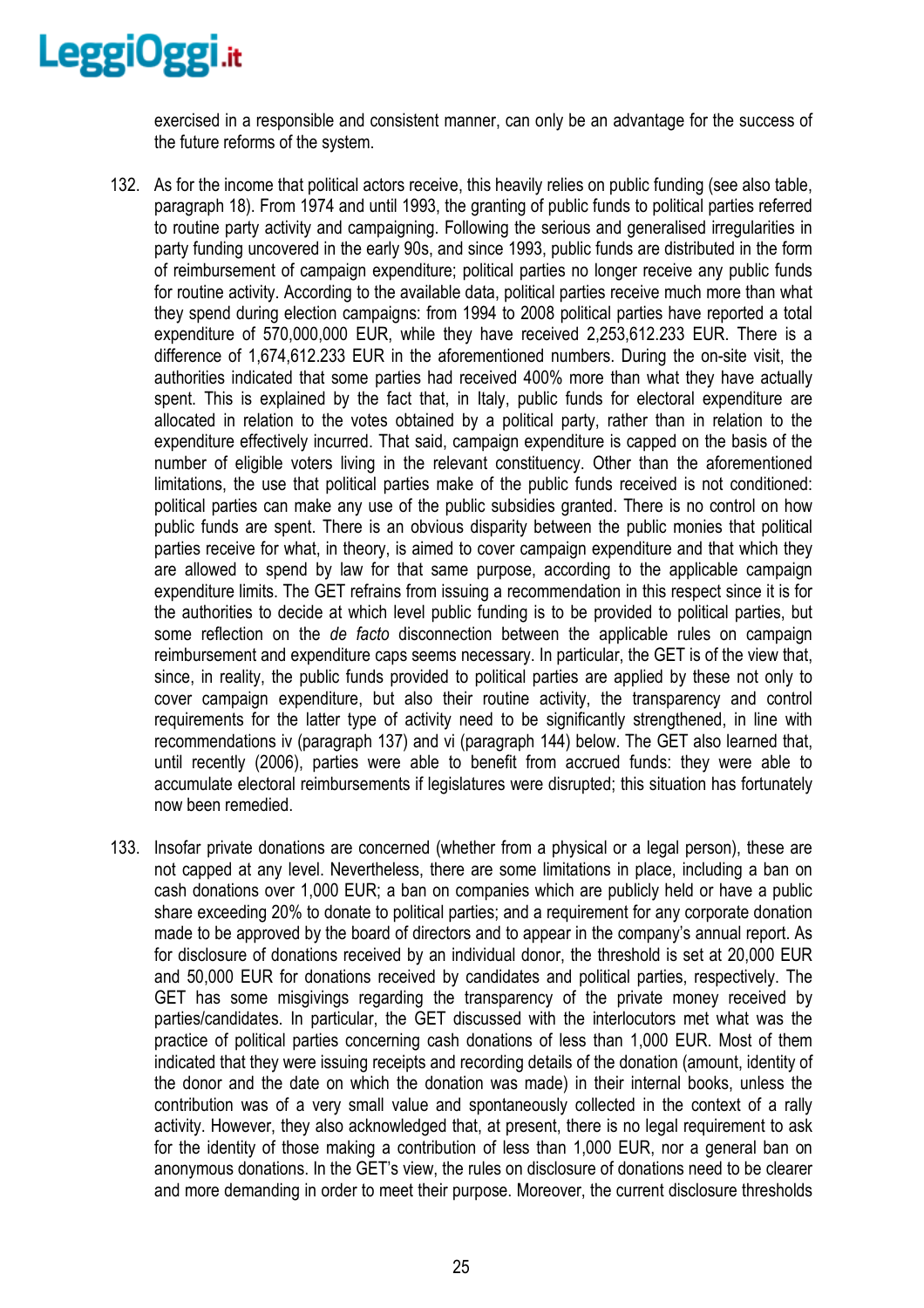exercised in a responsible and consistent manner, can only be an advantage for the success of the future reforms of the system.

132. As for the income that political actors receive, this heavily relies on public funding (see also table, paragraph 18). From 1974 and until 1993, the granting of public funds to political parties referred to routine party activity and campaigning. Following the serious and generalised irregularities in party funding uncovered in the early 90s, and since 1993, public funds are distributed in the form of reimbursement of campaign expenditure; political parties no longer receive any public funds for routine activity. According to the available data, political parties receive much more than what they spend during election campaigns: from 1994 to 2008 political parties have reported a total expenditure of 570,000,000 EUR, while they have received 2,253,612.233 EUR. There is a difference of 1,674,612.233 EUR in the aforementioned numbers. During the on-site visit, the authorities indicated that some parties had received 400% more than what they have actually spent. This is explained by the fact that, in Italy, public funds for electoral expenditure are allocated in relation to the votes obtained by a political party, rather than in relation to the expenditure effectively incurred. That said, campaign expenditure is capped on the basis of the number of eligible voters living in the relevant constituency. Other than the aforementioned limitations, the use that political parties make of the public funds received is not conditioned: political parties can make any use of the public subsidies granted. There is no control on how public funds are spent. There is an obvious disparity between the public monies that political parties receive for what, in theory, is aimed to cover campaign expenditure and that which they are allowed to spend by law for that same purpose, according to the applicable campaign expenditure limits. The GET refrains from issuing a recommendation in this respect since it is for the authorities to decide at which level public funding is to be provided to political parties, but some reflection on the *de facto* disconnection between the applicable rules on campaign reimbursement and expenditure caps seems necessary. In particular, the GET is of the view that, since, in reality, the public funds provided to political parties are applied by these not only to cover campaign expenditure, but also their routine activity, the transparency and control requirements for the latter type of activity need to be significantly strengthened, in line with recommendations iv (paragraph 137) and vi (paragraph 144) below. The GET also learned that, until recently (2006), parties were able to benefit from accrued funds: they were able to accumulate electoral reimbursements if legislatures were disrupted; this situation has fortunately now been remedied.

133. Insofar private donations are concerned (whether from a physical or a legal person), these are not capped at any level. Nevertheless, there are some limitations in place, including a ban on cash donations over 1,000 EUR; a ban on companies which are publicly held or have a public share exceeding 20% to donate to political parties; and a requirement for any corporate donation made to be approved by the board of directors and to appear in the company's annual report. As for disclosure of donations received by an individual donor, the threshold is set at 20,000 EUR and 50,000 EUR for donations received by candidates and political parties, respectively. The GET has some misgivings regarding the transparency of the private money received by parties/candidates. In particular, the GET discussed with the interlocutors met what was the practice of political parties concerning cash donations of less than 1,000 EUR. Most of them indicated that they were issuing receipts and recording details of the donation (amount, identity of the donor and the date on which the donation was made) in their internal books, unless the contribution was of a very small value and spontaneously collected in the context of a rally activity. However, they also acknowledged that, at present, there is no legal requirement to ask for the identity of those making a contribution of less than 1,000 EUR, nor a general ban on anonymous donations. In the GET's view, the rules on disclosure of donations need to be clearer and more demanding in order to meet their purpose. Moreover, the current disclosure thresholds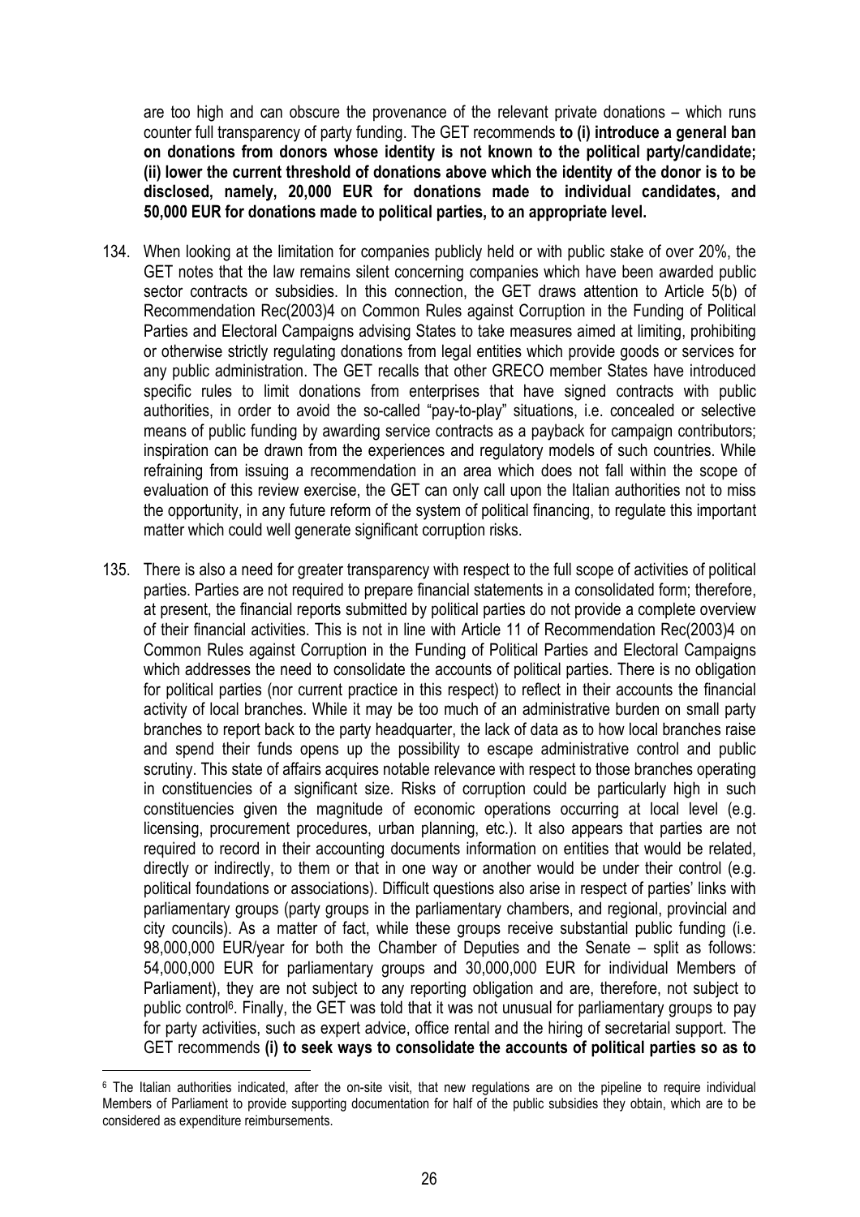are too high and can obscure the provenance of the relevant private donations – which runs counter full transparency of party funding. The GET recommends **to (i) introduce a general ban on donations from donors whose identity is not known to the political party/candidate; (ii) lower the current threshold of donations above which the identity of the donor is to be disclosed, namely, 20,000 EUR for donations made to individual candidates, and 50,000 EUR for donations made to political parties, to an appropriate level.**

134. When looking at the limitation for companies publicly held or with public stake of over 20%, the GET notes that the law remains silent concerning companies which have been awarded public sector contracts or subsidies. In this connection, the GET draws attention to Article 5(b) of Recommendation Rec(2003)4 on Common Rules against Corruption in the Funding of Political Parties and Electoral Campaigns advising States to take measures aimed at limiting, prohibiting or otherwise strictly regulating donations from legal entities which provide goods or services for any public administration. The GET recalls that other GRECO member States have introduced specific rules to limit donations from enterprises that have signed contracts with public authorities, in order to avoid the so-called "pay-to-play" situations, i.e. concealed or selective means of public funding by awarding service contracts as a payback for campaign contributors; inspiration can be drawn from the experiences and regulatory models of such countries. While refraining from issuing a recommendation in an area which does not fall within the scope of evaluation of this review exercise, the GET can only call upon the Italian authorities not to miss the opportunity, in any future reform of the system of political financing, to regulate this important matter which could well generate significant corruption risks.

135. There is also a need for greater transparency with respect to the full scope of activities of political parties. Parties are not required to prepare financial statements in a consolidated form; therefore, at present, the financial reports submitted by political parties do not provide a complete overview of their financial activities. This is not in line with Article 11 of Recommendation Rec(2003)4 on Common Rules against Corruption in the Funding of Political Parties and Electoral Campaigns which addresses the need to consolidate the accounts of political parties. There is no obligation for political parties (nor current practice in this respect) to reflect in their accounts the financial activity of local branches. While it may be too much of an administrative burden on small party branches to report back to the party headquarter, the lack of data as to how local branches raise and spend their funds opens up the possibility to escape administrative control and public scrutiny. This state of affairs acquires notable relevance with respect to those branches operating in constituencies of a significant size. Risks of corruption could be particularly high in such constituencies given the magnitude of economic operations occurring at local level (e.g. licensing, procurement procedures, urban planning, etc.). It also appears that parties are not required to record in their accounting documents information on entities that would be related, directly or indirectly, to them or that in one way or another would be under their control (e.g. political foundations or associations). Difficult questions also arise in respect of parties' links with parliamentary groups (party groups in the parliamentary chambers, and regional, provincial and city councils). As a matter of fact, while these groups receive substantial public funding (i.e. 98,000,000 EUR/year for both the Chamber of Deputies and the Senate – split as follows: 54,000,000 EUR for parliamentary groups and 30,000,000 EUR for individual Members of Parliament), they are not subject to any reporting obligation and are, therefore, not subject to public control[6]. Finally, the GET was told that it was not unusual for parliamentary groups to pay for party activities, such as expert advice, office rental and the hiring of secretarial support. The GET recommends **(i) to seek ways to consolidate the accounts of political parties so as to**

[6] The Italian authorities indicated, after the on-site visit, that new regulations are on the pipeline to require individual Members of Parliament to provide supporting documentation for half of the public subsidies they obtain, which are to be considered as expenditure reimbursements.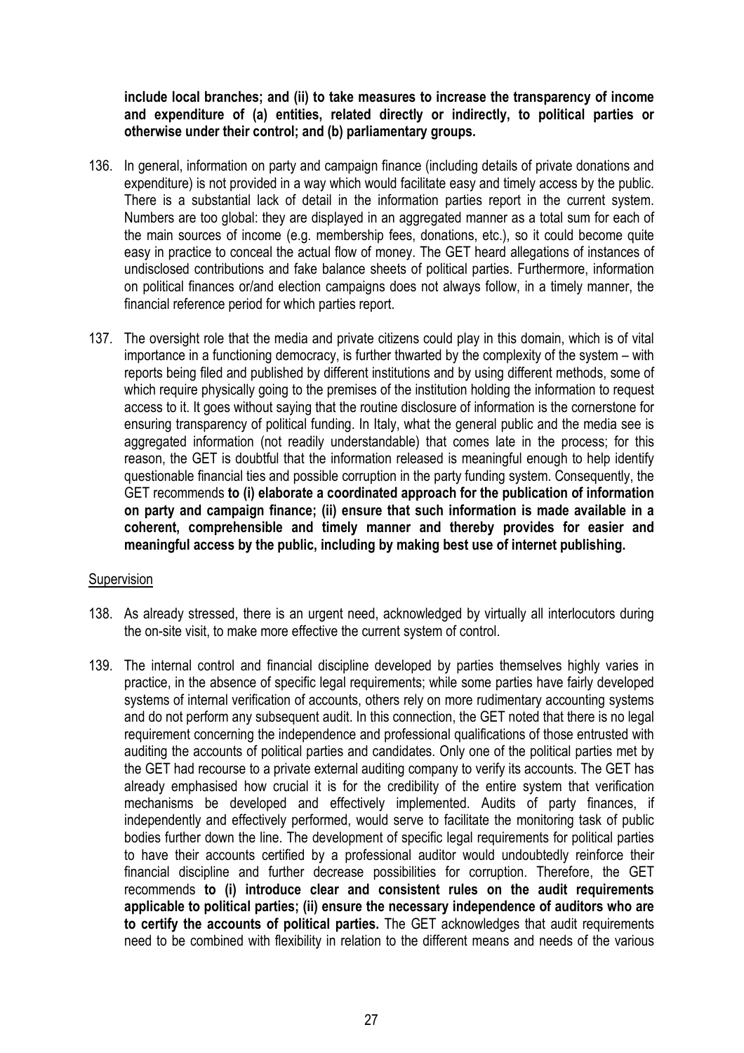**include local branches; and (ii) to take measures to increase the transparency of income and expenditure of (a) entities, related directly or indirectly, to political parties or otherwise under their control; and (b) parliamentary groups.**

136. In general, information on party and campaign finance (including details of private donations and expenditure) is not provided in a way which would facilitate easy and timely access by the public. There is a substantial lack of detail in the information parties report in the current system. Numbers are too global: they are displayed in an aggregated manner as a total sum for each of the main sources of income (e.g. membership fees, donations, etc.), so it could become quite easy in practice to conceal the actual flow of money. The GET heard allegations of instances of undisclosed contributions and fake balance sheets of political parties. Furthermore, information on political finances or/and election campaigns does not always follow, in a timely manner, the financial reference period for which parties report.

137. The oversight role that the media and private citizens could play in this domain, which is of vital importance in a functioning democracy, is further thwarted by the complexity of the system – with reports being filed and published by different institutions and by using different methods, some of which require physically going to the premises of the institution holding the information to request access to it. It goes without saying that the routine disclosure of information is the cornerstone for ensuring transparency of political funding. In Italy, what the general public and the media see is aggregated information (not readily understandable) that comes late in the process; for this reason, the GET is doubtful that the information released is meaningful enough to help identify questionable financial ties and possible corruption in the party funding system. Consequently, the GET recommends **to (i) elaborate a coordinated approach for the publication of information on party and campaign finance; (ii) ensure that such information is made available in a coherent, comprehensible and timely manner and thereby provides for easier and meaningful access by the public, including by making best use of internet publishing.**

Supervision

138. As already stressed, there is an urgent need, acknowledged by virtually all interlocutors during the on-site visit, to make more effective the current system of control.

139. The internal control and financial discipline developed by parties themselves highly varies in practice, in the absence of specific legal requirements; while some parties have fairly developed systems of internal verification of accounts, others rely on more rudimentary accounting systems and do not perform any subsequent audit. In this connection, the GET noted that there is no legal requirement concerning the independence and professional qualifications of those entrusted with auditing the accounts of political parties and candidates. Only one of the political parties met by the GET had recourse to a private external auditing company to verify its accounts. The GET has already emphasised how crucial it is for the credibility of the entire system that verification mechanisms be developed and effectively implemented. Audits of party finances, if independently and effectively performed, would serve to facilitate the monitoring task of public bodies further down the line. The development of specific legal requirements for political parties to have their accounts certified by a professional auditor would undoubtedly reinforce their financial discipline and further decrease possibilities for corruption. Therefore, the GET recommends **to (i) introduce clear and consistent rules on the audit requirements applicable to political parties; (ii) ensure the necessary independence of auditors who are to certify the accounts of political parties.** The GET acknowledges that audit requirements need to be combined with flexibility in relation to the different means and needs of the various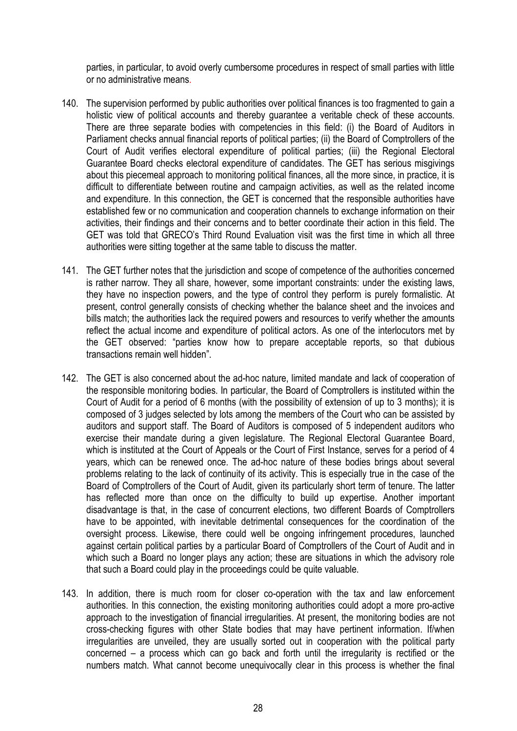parties, in particular, to avoid overly cumbersome procedures in respect of small parties with little or no administrative means.

140. The supervision performed by public authorities over political finances is too fragmented to gain a holistic view of political accounts and thereby guarantee a veritable check of these accounts. There are three separate bodies with competencies in this field: (i) the Board of Auditors in Parliament checks annual financial reports of political parties; (ii) the Board of Comptrollers of the Court of Audit verifies electoral expenditure of political parties; (iii) the Regional Electoral Guarantee Board checks electoral expenditure of candidates. The GET has serious misgivings about this piecemeal approach to monitoring political finances, all the more since, in practice, it is difficult to differentiate between routine and campaign activities, as well as the related income and expenditure. In this connection, the GET is concerned that the responsible authorities have established few or no communication and cooperation channels to exchange information on their activities, their findings and their concerns and to better coordinate their action in this field. The GET was told that GRECO's Third Round Evaluation visit was the first time in which all three authorities were sitting together at the same table to discuss the matter.

141. The GET further notes that the jurisdiction and scope of competence of the authorities concerned is rather narrow. They all share, however, some important constraints: under the existing laws, they have no inspection powers, and the type of control they perform is purely formalistic. At present, control generally consists of checking whether the balance sheet and the invoices and bills match; the authorities lack the required powers and resources to verify whether the amounts reflect the actual income and expenditure of political actors. As one of the interlocutors met by the GET observed: "parties know how to prepare acceptable reports, so that dubious transactions remain well hidden".

142. The GET is also concerned about the ad-hoc nature, limited mandate and lack of cooperation of the responsible monitoring bodies. In particular, the Board of Comptrollers is instituted within the Court of Audit for a period of 6 months (with the possibility of extension of up to 3 months); it is composed of 3 judges selected by lots among the members of the Court who can be assisted by auditors and support staff. The Board of Auditors is composed of 5 independent auditors who exercise their mandate during a given legislature. The Regional Electoral Guarantee Board, which is instituted at the Court of Appeals or the Court of First Instance, serves for a period of 4 years, which can be renewed once. The ad-hoc nature of these bodies brings about several problems relating to the lack of continuity of its activity. This is especially true in the case of the Board of Comptrollers of the Court of Audit, given its particularly short term of tenure. The latter has reflected more than once on the difficulty to build up expertise. Another important disadvantage is that, in the case of concurrent elections, two different Boards of Comptrollers have to be appointed, with inevitable detrimental consequences for the coordination of the oversight process. Likewise, there could well be ongoing infringement procedures, launched against certain political parties by a particular Board of Comptrollers of the Court of Audit and in which such a Board no longer plays any action; these are situations in which the advisory role that such a Board could play in the proceedings could be quite valuable.

143. In addition, there is much room for closer co-operation with the tax and law enforcement authorities. In this connection, the existing monitoring authorities could adopt a more pro-active approach to the investigation of financial irregularities. At present, the monitoring bodies are not cross-checking figures with other State bodies that may have pertinent information. If/when irregularities are unveiled, they are usually sorted out in cooperation with the political party concerned – a process which can go back and forth until the irregularity is rectified or the numbers match. What cannot become unequivocally clear in this process is whether the final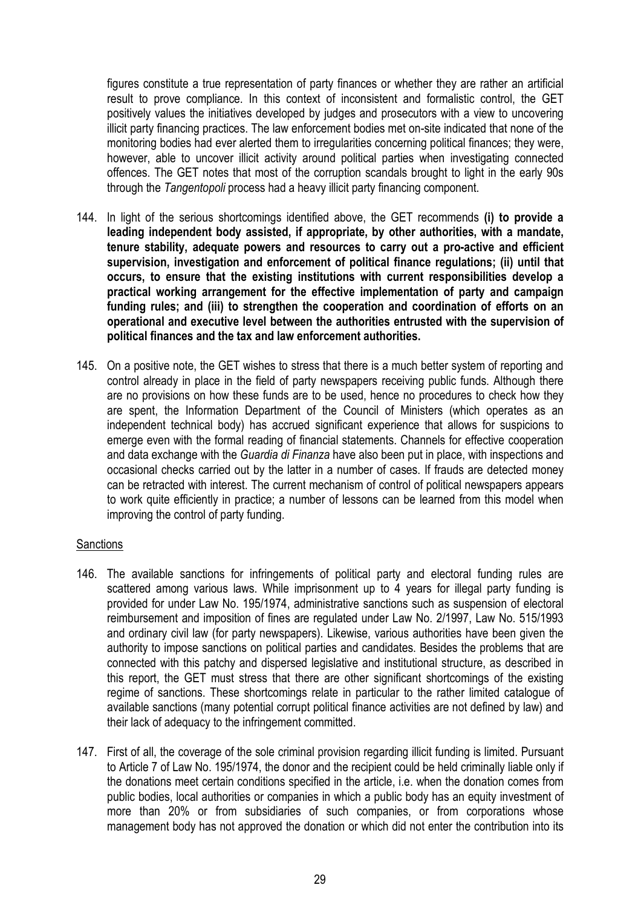figures constitute a true representation of party finances or whether they are rather an artificial result to prove compliance. In this context of inconsistent and formalistic control, the GET positively values the initiatives developed by judges and prosecutors with a view to uncovering illicit party financing practices. The law enforcement bodies met on-site indicated that none of the monitoring bodies had ever alerted them to irregularities concerning political finances; they were, however, able to uncover illicit activity around political parties when investigating connected offences. The GET notes that most of the corruption scandals brought to light in the early 90s through the *Tangentopoli* process had a heavy illicit party financing component.

144. In light of the serious shortcomings identified above, the GET recommends **(i) to provide a leading independent body assisted, if appropriate, by other authorities, with a mandate, tenure stability, adequate powers and resources to carry out a pro-active and efficient supervision, investigation and enforcement of political finance regulations; (ii) until that occurs, to ensure that the existing institutions with current responsibilities develop a practical working arrangement for the effective implementation of party and campaign funding rules; and (iii) to strengthen the cooperation and coordination of efforts on an operational and executive level between the authorities entrusted with the supervision of political finances and the tax and law enforcement authorities.**

145. On a positive note, the GET wishes to stress that there is a much better system of reporting and control already in place in the field of party newspapers receiving public funds. Although there are no provisions on how these funds are to be used, hence no procedures to check how they are spent, the Information Department of the Council of Ministers (which operates as an independent technical body) has accrued significant experience that allows for suspicions to emerge even with the formal reading of financial statements. Channels for effective cooperation and data exchange with the *Guardia di Finanza* have also been put in place, with inspections and occasional checks carried out by the latter in a number of cases. If frauds are detected money can be retracted with interest. The current mechanism of control of political newspapers appears to work quite efficiently in practice; a number of lessons can be learned from this model when improving the control of party funding.

Sanctions

146. The available sanctions for infringements of political party and electoral funding rules are scattered among various laws. While imprisonment up to 4 years for illegal party funding is provided for under Law No. 195/1974, administrative sanctions such as suspension of electoral reimbursement and imposition of fines are regulated under Law No. 2/1997, Law No. 515/1993 and ordinary civil law (for party newspapers). Likewise, various authorities have been given the authority to impose sanctions on political parties and candidates. Besides the problems that are connected with this patchy and dispersed legislative and institutional structure, as described in this report, the GET must stress that there are other significant shortcomings of the existing regime of sanctions. These shortcomings relate in particular to the rather limited catalogue of available sanctions (many potential corrupt political finance activities are not defined by law) and their lack of adequacy to the infringement committed.

147. First of all, the coverage of the sole criminal provision regarding illicit funding is limited. Pursuant to Article 7 of Law No. 195/1974, the donor and the recipient could be held criminally liable only if the donations meet certain conditions specified in the article, i.e. when the donation comes from public bodies, local authorities or companies in which a public body has an equity investment of more than 20% or from subsidiaries of such companies, or from corporations whose management body has not approved the donation or which did not enter the contribution into its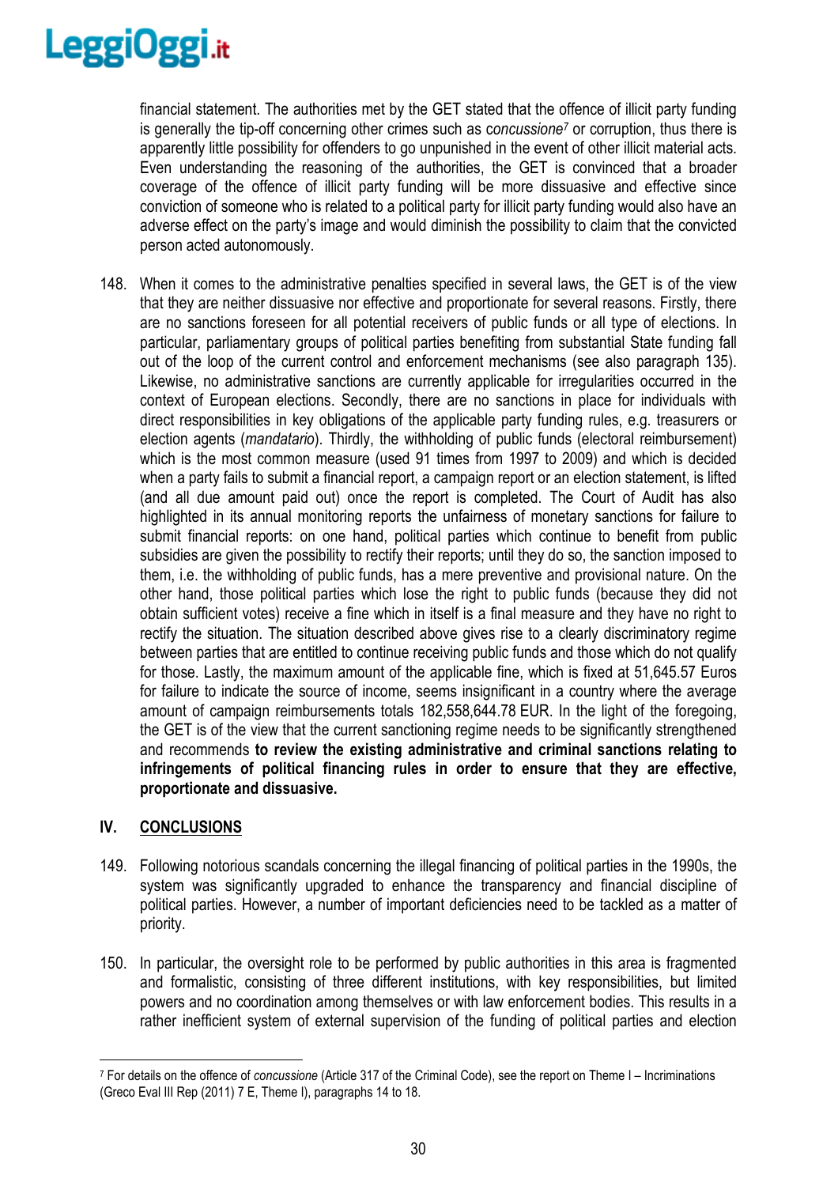financial statement. The authorities met by the GET stated that the offence of illicit party funding is generally the tip-off concerning other crimes such as *concussione*[7] or corruption, thus there is apparently little possibility for offenders to go unpunished in the event of other illicit material acts. Even understanding the reasoning of the authorities, the GET is convinced that a broader coverage of the offence of illicit party funding will be more dissuasive and effective since conviction of someone who is related to a political party for illicit party funding would also have an adverse effect on the party's image and would diminish the possibility to claim that the convicted person acted autonomously.

148. When it comes to the administrative penalties specified in several laws, the GET is of the view that they are neither dissuasive nor effective and proportionate for several reasons. Firstly, there are no sanctions foreseen for all potential receivers of public funds or all type of elections. In particular, parliamentary groups of political parties benefiting from substantial State funding fall out of the loop of the current control and enforcement mechanisms (see also paragraph 135). Likewise, no administrative sanctions are currently applicable for irregularities occurred in the context of European elections. Secondly, there are no sanctions in place for individuals with direct responsibilities in key obligations of the applicable party funding rules, e.g. treasurers or election agents (*mandatario*). Thirdly, the withholding of public funds (electoral reimbursement) which is the most common measure (used 91 times from 1997 to 2009) and which is decided when a party fails to submit a financial report, a campaign report or an election statement, is lifted (and all due amount paid out) once the report is completed. The Court of Audit has also highlighted in its annual monitoring reports the unfairness of monetary sanctions for failure to submit financial reports: on one hand, political parties which continue to benefit from public subsidies are given the possibility to rectify their reports; until they do so, the sanction imposed to them, i.e. the withholding of public funds, has a mere preventive and provisional nature. On the other hand, those political parties which lose the right to public funds (because they did not obtain sufficient votes) receive a fine which in itself is a final measure and they have no right to rectify the situation. The situation described above gives rise to a clearly discriminatory regime between parties that are entitled to continue receiving public funds and those which do not qualify for those. Lastly, the maximum amount of the applicable fine, which is fixed at 51,645.57 Euros for failure to indicate the source of income, seems insignificant in a country where the average amount of campaign reimbursements totals 182,558,644.78 EUR. In the light of the foregoing, the GET is of the view that the current sanctioning regime needs to be significantly strengthened and recommends **to review the existing administrative and criminal sanctions relating to infringements of political financing rules in order to ensure that they are effective, proportionate and dissuasive.**

## IV. CONCLUSIONS

149. Following notorious scandals concerning the illegal financing of political parties in the 1990s, the system was significantly upgraded to enhance the transparency and financial discipline of political parties. However, a number of important deficiencies need to be tackled as a matter of priority.

150. In particular, the oversight role to be performed by public authorities in this area is fragmented and formalistic, consisting of three different institutions, with key responsibilities, but limited powers and no coordination among themselves or with law enforcement bodies. This results in a rather inefficient system of external supervision of the funding of political parties and election

[7] For details on the offence of *concussione* (Article 317 of the Criminal Code), see the report on Theme I – Incriminations (Greco Eval III Rep (2011) 7 E, Theme I), paragraphs 14 to 18.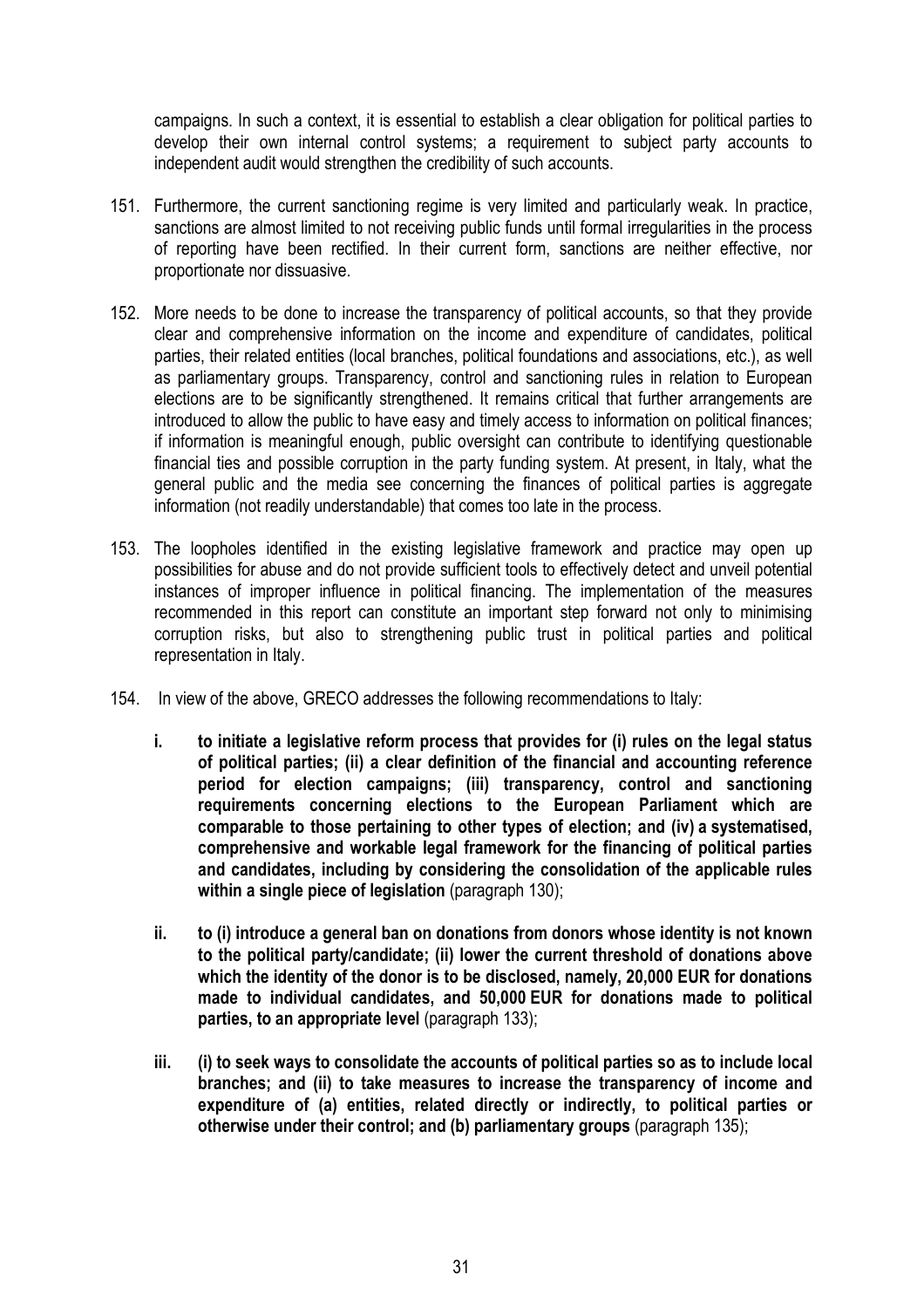campaigns. In such a context, it is essential to establish a clear obligation for political parties to develop their own internal control systems; a requirement to subject party accounts to independent audit would strengthen the credibility of such accounts.

151. Furthermore, the current sanctioning regime is very limited and particularly weak. In practice, sanctions are almost limited to not receiving public funds until formal irregularities in the process of reporting have been rectified. In their current form, sanctions are neither effective, nor proportionate nor dissuasive.

152. More needs to be done to increase the transparency of political accounts, so that they provide clear and comprehensive information on the income and expenditure of candidates, political parties, their related entities (local branches, political foundations and associations, etc.), as well as parliamentary groups. Transparency, control and sanctioning rules in relation to European elections are to be significantly strengthened. It remains critical that further arrangements are introduced to allow the public to have easy and timely access to information on political finances; if information is meaningful enough, public oversight can contribute to identifying questionable financial ties and possible corruption in the party funding system. At present, in Italy, what the general public and the media see concerning the finances of political parties is aggregate information (not readily understandable) that comes too late in the process.

153. The loopholes identified in the existing legislative framework and practice may open up possibilities for abuse and do not provide sufficient tools to effectively detect and unveil potential instances of improper influence in political financing. The implementation of the measures recommended in this report can constitute an important step forward not only to minimising corruption risks, but also to strengthening public trust in political parties and political representation in Italy.

154. In view of the above, GRECO addresses the following recommendations to Italy:

   i. **to initiate a legislative reform process that provides for (i) rules on the legal status of political parties; (ii) a clear definition of the financial and accounting reference period for election campaigns; (iii) transparency, control and sanctioning requirements concerning elections to the European Parliament which are comparable to those pertaining to other types of election; and (iv) a systematised, comprehensive and workable legal framework for the financing of political parties and candidates, including by considering the consolidation of the applicable rules within a single piece of legislation** (paragraph 130);

   ii. **to (i) introduce a general ban on donations from donors whose identity is not known to the political party/candidate; (ii) lower the current threshold of donations above which the identity of the donor is to be disclosed, namely, 20,000 EUR for donations made to individual candidates, and 50,000 EUR for donations made to political parties, to an appropriate level** (paragraph 133);

   iii. **(i) to seek ways to consolidate the accounts of political parties so as to include local branches; and (ii) to take measures to increase the transparency of income and expenditure of (a) entities, related directly or indirectly, to political parties or otherwise under their control; and (b) parliamentary groups** (paragraph 135);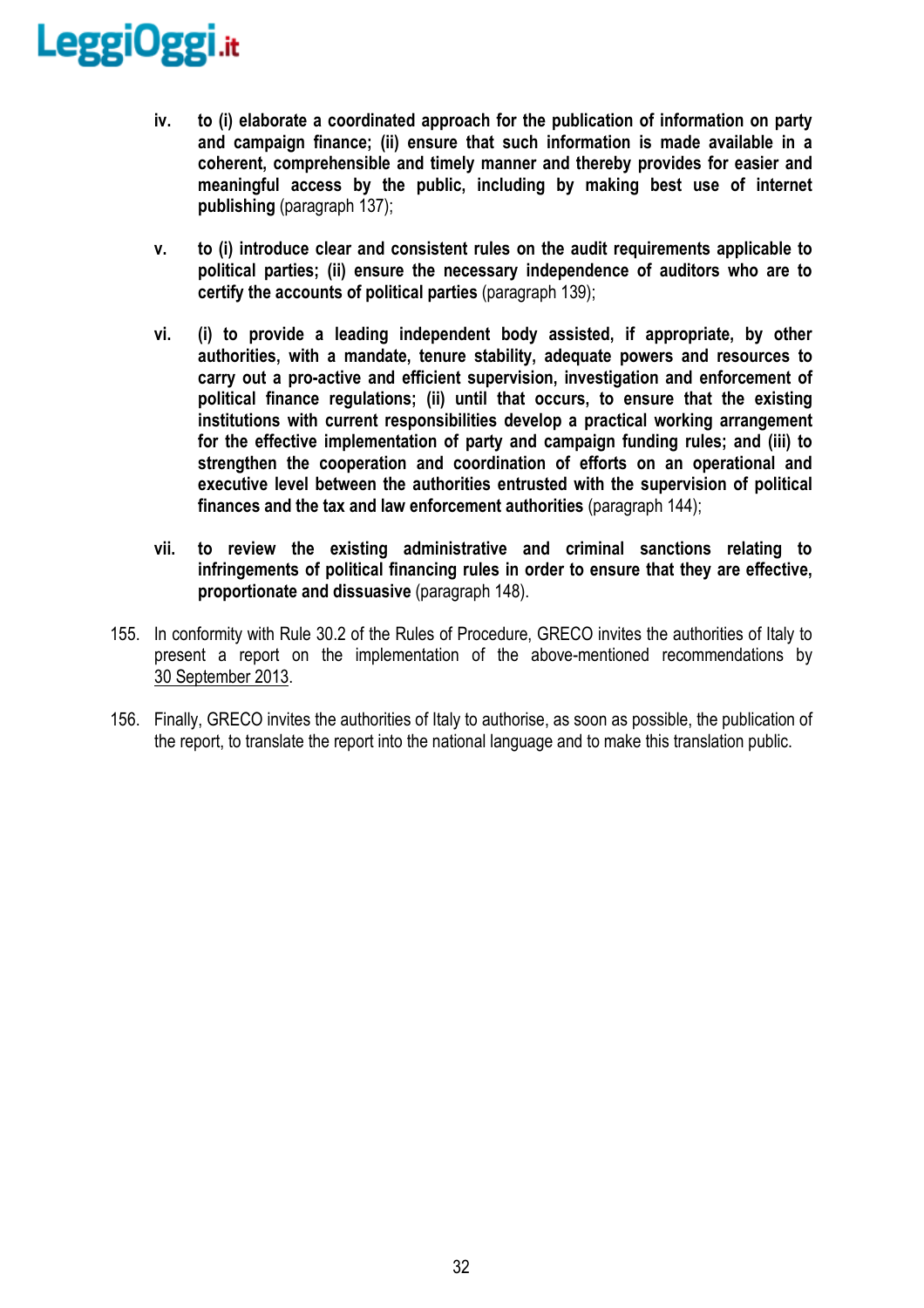iv. **to (i) elaborate a coordinated approach for the publication of information on party and campaign finance; (ii) ensure that such information is made available in a coherent, comprehensible and timely manner and thereby provides for easier and meaningful access by the public, including by making best use of internet publishing** (paragraph 137);

v. **to (i) introduce clear and consistent rules on the audit requirements applicable to political parties; (ii) ensure the necessary independence of auditors who are to certify the accounts of political parties** (paragraph 139);

vi. **(i) to provide a leading independent body assisted, if appropriate, by other authorities, with a mandate, tenure stability, adequate powers and resources to carry out a pro-active and efficient supervision, investigation and enforcement of political finance regulations; (ii) until that occurs, to ensure that the existing institutions with current responsibilities develop a practical working arrangement for the effective implementation of party and campaign funding rules; and (iii) to strengthen the cooperation and coordination of efforts on an operational and executive level between the authorities entrusted with the supervision of political finances and the tax and law enforcement authorities** (paragraph 144);

vii. **to review the existing administrative and criminal sanctions relating to infringements of political financing rules in order to ensure that they are effective, proportionate and dissuasive** (paragraph 148).

155. In conformity with Rule 30.2 of the Rules of Procedure, GRECO invites the authorities of Italy to present a report on the implementation of the above-mentioned recommendations by 30 September 2013.

156. Finally, GRECO invites the authorities of Italy to authorise, as soon as possible, the publication of the report, to translate the report into the national language and to make this translation public.